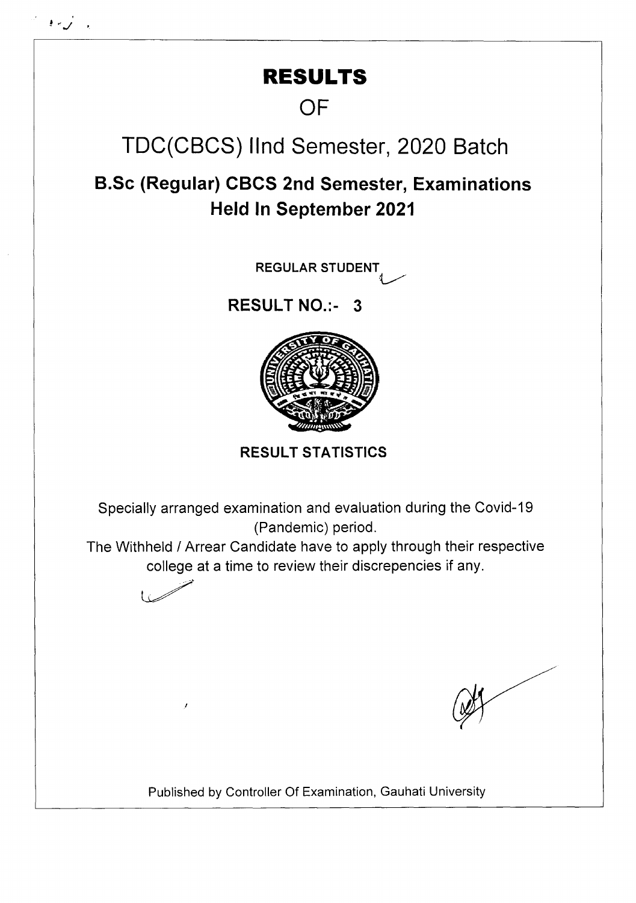# RESULTS

## OF

## TDC(CBCS) IInd Semester, 2020 Batch

### B.Sc (Regular) CBCS 2nd Semester, Examinations Held In September 2021

**REGULAR STUDENT**

**RESULT NO.:- 3**

**RESULT STATISTICS**

Specially arranged examination and evaluation during the Covid-19 (Pandemic) period.

The Withheld / Arrear Candidate have to apply through their respective college at a time to review their discrepancies if any.

Published by Controller Of Examination, Gauhati University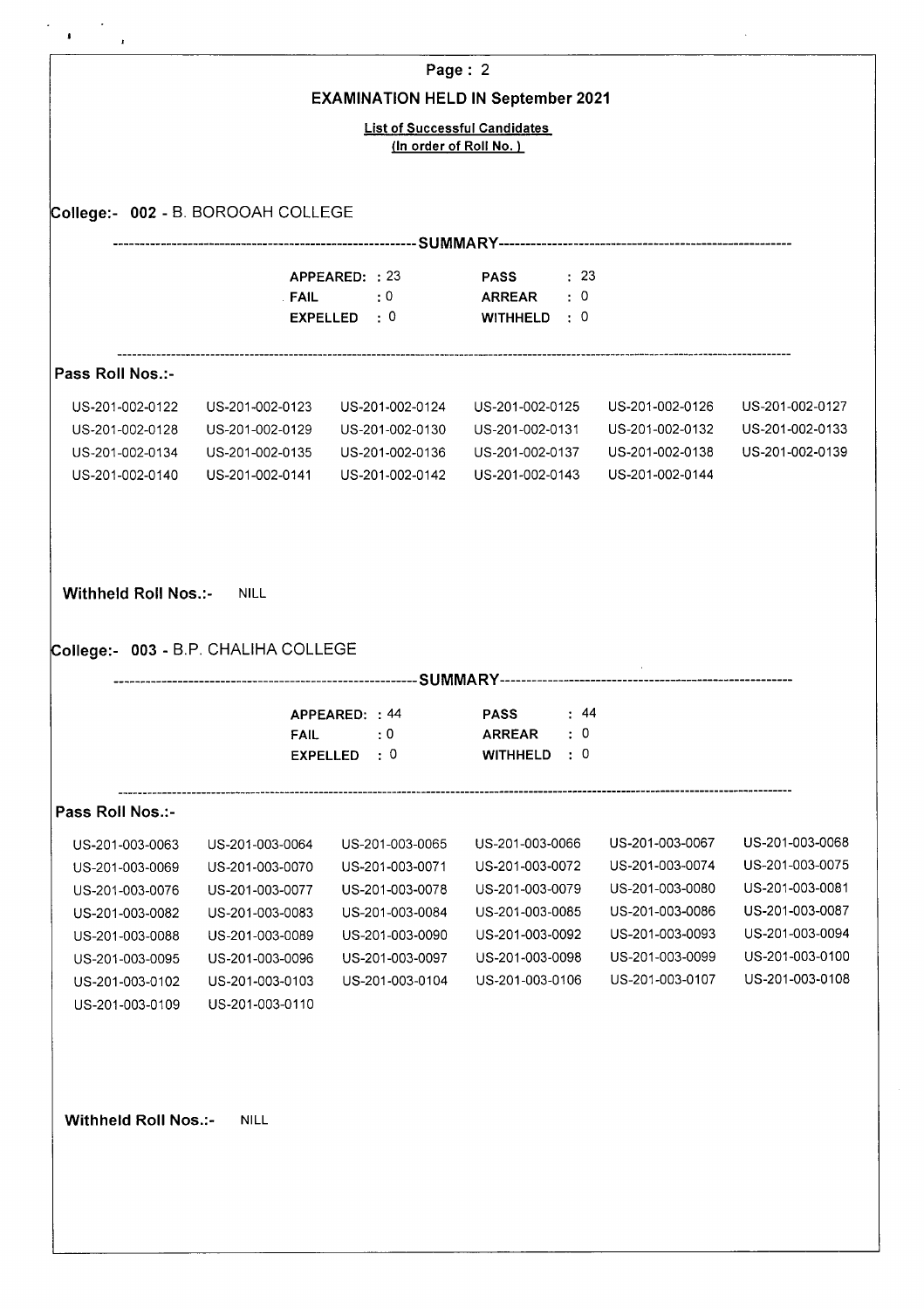## EXAMINATION HELD IN September 2021

**List of Successful Candidates**
**(In order of Roll No.)**

### College:- 002 - B. BOROOAH COLLEGE

------------------------------------SUMMARY------------------------------------

| | | | |
|---|---|---|---|
| APPEARED: | 23 | PASS | 23 |
| FAIL | 0 | ARREAR | 0 |
| EXPELLED | 0 | WITHHELD | 0 |

**Pass Roll Nos.:-**

| | | | | | |
|---|---|---|---|---|---|
| US-201-002-0122 | US-201-002-0123 | US-201-002-0124 | US-201-002-0125 | US-201-002-0126 | US-201-002-0127 |
| US-201-002-0128 | US-201-002-0129 | US-201-002-0130 | US-201-002-0131 | US-201-002-0132 | US-201-002-0133 |
| US-201-002-0134 | US-201-002-0135 | US-201-002-0136 | US-201-002-0137 | US-201-002-0138 | US-201-002-0139 |
| US-201-002-0140 | US-201-002-0141 | US-201-002-0142 | US-201-002-0143 | US-201-002-0144 | |

**Withheld Roll Nos.:-** NILL

### College:- 003 - B.P. CHALIHA COLLEGE

------------------------------------SUMMARY------------------------------------

| | | | |
|---|---|---|---|
| APPEARED: | 44 | PASS | 44 |
| FAIL | 0 | ARREAR | 0 |
| EXPELLED | 0 | WITHHELD | 0 |

**Pass Roll Nos.:-**

| | | | | | |
|---|---|---|---|---|---|
| US-201-003-0063 | US-201-003-0064 | US-201-003-0065 | US-201-003-0066 | US-201-003-0067 | US-201-003-0068 |
| US-201-003-0069 | US-201-003-0070 | US-201-003-0071 | US-201-003-0072 | US-201-003-0074 | US-201-003-0075 |
| US-201-003-0076 | US-201-003-0077 | US-201-003-0078 | US-201-003-0079 | US-201-003-0080 | US-201-003-0081 |
| US-201-003-0082 | US-201-003-0083 | US-201-003-0084 | US-201-003-0085 | US-201-003-0086 | US-201-003-0087 |
| US-201-003-0088 | US-201-003-0089 | US-201-003-0090 | US-201-003-0092 | US-201-003-0093 | US-201-003-0094 |
| US-201-003-0095 | US-201-003-0096 | US-201-003-0097 | US-201-003-0098 | US-201-003-0099 | US-201-003-0100 |
| US-201-003-0102 | US-201-003-0103 | US-201-003-0104 | US-201-003-0106 | US-201-003-0107 | US-201-003-0108 |
| US-201-003-0109 | US-201-003-0110 | | | | |

**Withheld Roll Nos.:-** NILL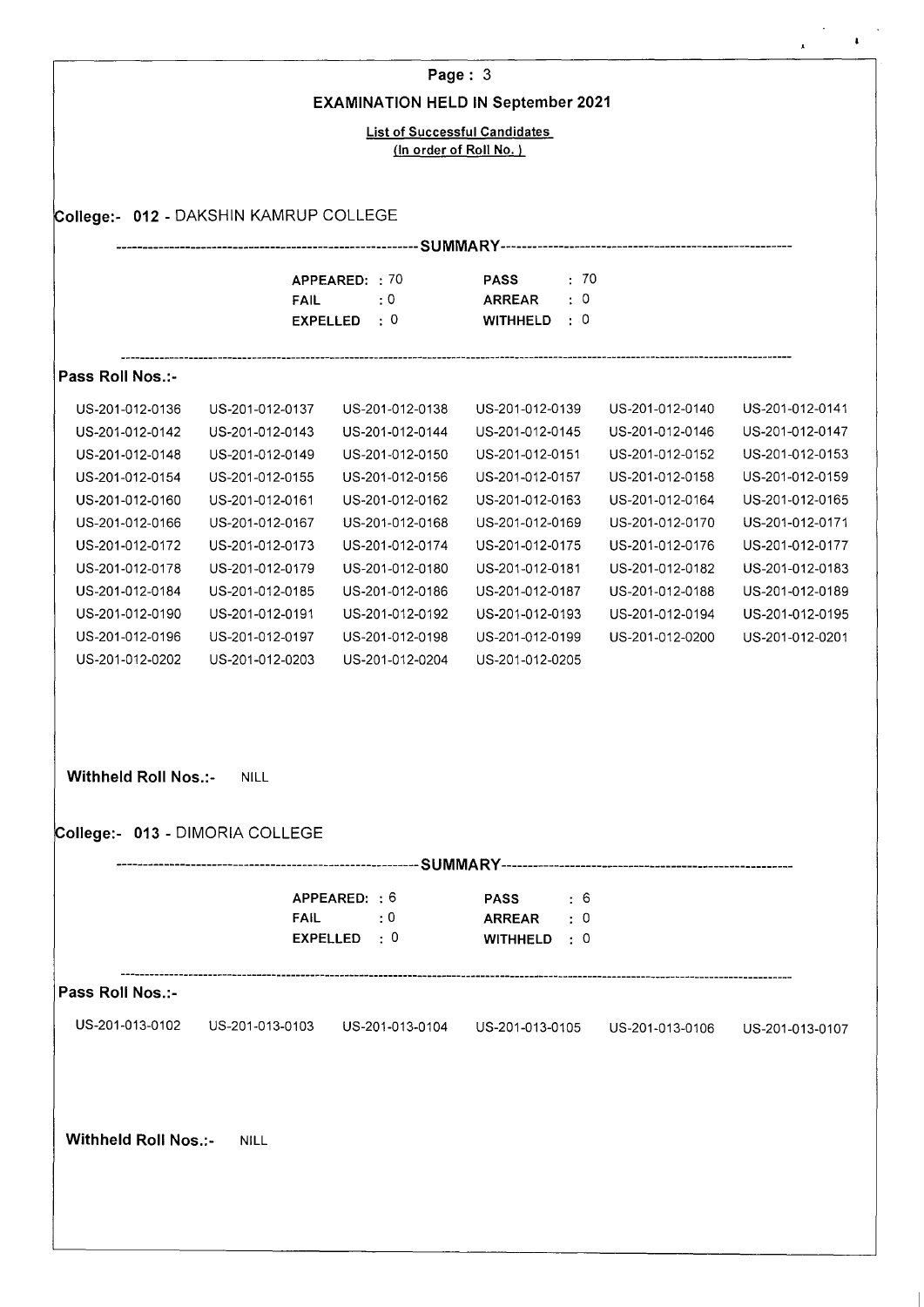## EXAMINATION HELD IN September 2021

**List of Successful Candidates**
**(In order of Roll No.)**

### College:- 012 - DAKSHIN KAMRUP COLLEGE

-------------------- **SUMMARY** --------------------

| | | | |
|---|---|---|---|
| **APPEARED:** | 70 | **PASS** | : 70 |
| **FAIL** | : 0 | **ARREAR** | : 0 |
| **EXPELLED** | : 0 | **WITHHELD** | : 0 |

**Pass Roll Nos.:-**

| | | | | | |
|---|---|---|---|---|---|
| US-201-012-0136 | US-201-012-0137 | US-201-012-0138 | US-201-012-0139 | US-201-012-0140 | US-201-012-0141 |
| US-201-012-0142 | US-201-012-0143 | US-201-012-0144 | US-201-012-0145 | US-201-012-0146 | US-201-012-0147 |
| US-201-012-0148 | US-201-012-0149 | US-201-012-0150 | US-201-012-0151 | US-201-012-0152 | US-201-012-0153 |
| US-201-012-0154 | US-201-012-0155 | US-201-012-0156 | US-201-012-0157 | US-201-012-0158 | US-201-012-0159 |
| US-201-012-0160 | US-201-012-0161 | US-201-012-0162 | US-201-012-0163 | US-201-012-0164 | US-201-012-0165 |
| US-201-012-0166 | US-201-012-0167 | US-201-012-0168 | US-201-012-0169 | US-201-012-0170 | US-201-012-0171 |
| US-201-012-0172 | US-201-012-0173 | US-201-012-0174 | US-201-012-0175 | US-201-012-0176 | US-201-012-0177 |
| US-201-012-0178 | US-201-012-0179 | US-201-012-0180 | US-201-012-0181 | US-201-012-0182 | US-201-012-0183 |
| US-201-012-0184 | US-201-012-0185 | US-201-012-0186 | US-201-012-0187 | US-201-012-0188 | US-201-012-0189 |
| US-201-012-0190 | US-201-012-0191 | US-201-012-0192 | US-201-012-0193 | US-201-012-0194 | US-201-012-0195 |
| US-201-012-0196 | US-201-012-0197 | US-201-012-0198 | US-201-012-0199 | US-201-012-0200 | US-201-012-0201 |
| US-201-012-0202 | US-201-012-0203 | US-201-012-0204 | US-201-012-0205 | | |

**Withheld Roll Nos.:-** NILL

### College:- 013 - DIMORIA COLLEGE

-------------------- **SUMMARY** --------------------

| | | | |
|---|---|---|---|
| **APPEARED:** | 6 | **PASS** | : 6 |
| **FAIL** | : 0 | **ARREAR** | : 0 |
| **EXPELLED** | : 0 | **WITHHELD** | : 0 |

**Pass Roll Nos.:-**

| | | | | | |
|---|---|---|---|---|---|
| US-201-013-0102 | US-201-013-0103 | US-201-013-0104 | US-201-013-0105 | US-201-013-0106 | US-201-013-0107 |

**Withheld Roll Nos.:-** NILL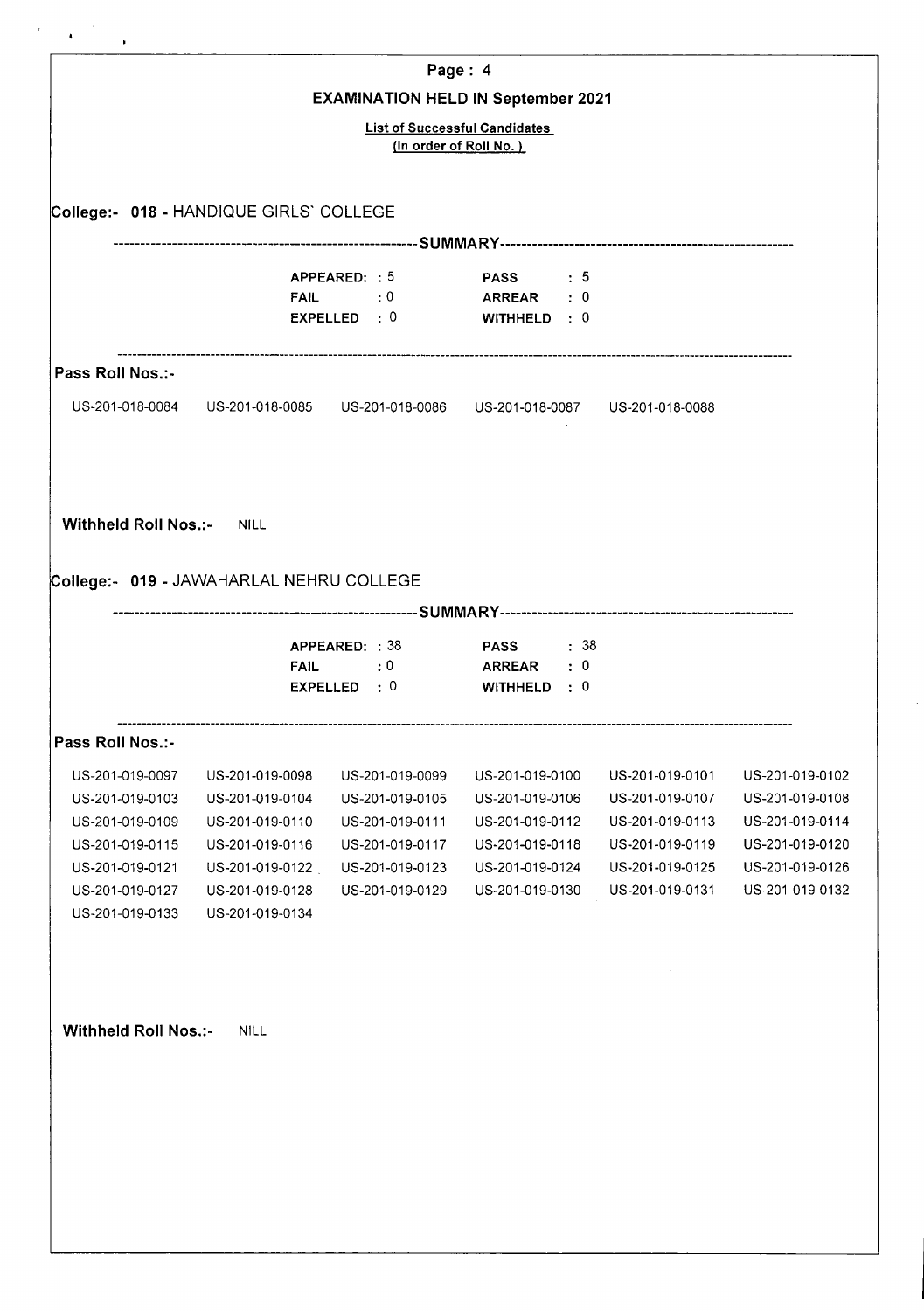## EXAMINATION HELD IN September 2021

**List of Successful Candidates**
(In order of Roll No. )

### College:- 018 - HANDIQUE GIRLS` COLLEGE

--------------------SUMMARY--------------------

| | | | |
|---|---|---|---|
| **APPEARED:** | 5 | **PASS** | 5 |
| **FAIL** | 0 | **ARREAR** | 0 |
| **EXPELLED** | 0 | **WITHHELD** | 0 |

**Pass Roll Nos.:-**

US-201-018-0084 US-201-018-0085 US-201-018-0086 US-201-018-0087 US-201-018-0088

**Withheld Roll Nos.:-** NILL

### College:- 019 - JAWAHARLAL NEHRU COLLEGE

--------------------SUMMARY--------------------

| | | | |
|---|---|---|---|
| **APPEARED:** | 38 | **PASS** | 38 |
| **FAIL** | 0 | **ARREAR** | 0 |
| **EXPELLED** | 0 | **WITHHELD** | 0 |

**Pass Roll Nos.:-**

US-201-019-0097 US-201-019-0098 US-201-019-0099 US-201-019-0100 US-201-019-0101 US-201-019-0102
US-201-019-0103 US-201-019-0104 US-201-019-0105 US-201-019-0106 US-201-019-0107 US-201-019-0108
US-201-019-0109 US-201-019-0110 US-201-019-0111 US-201-019-0112 US-201-019-0113 US-201-019-0114
US-201-019-0115 US-201-019-0116 US-201-019-0117 US-201-019-0118 US-201-019-0119 US-201-019-0120
US-201-019-0121 US-201-019-0122 US-201-019-0123 US-201-019-0124 US-201-019-0125 US-201-019-0126
US-201-019-0127 US-201-019-0128 US-201-019-0129 US-201-019-0130 US-201-019-0131 US-201-019-0132
US-201-019-0133 US-201-019-0134

**Withheld Roll Nos.:-** NILL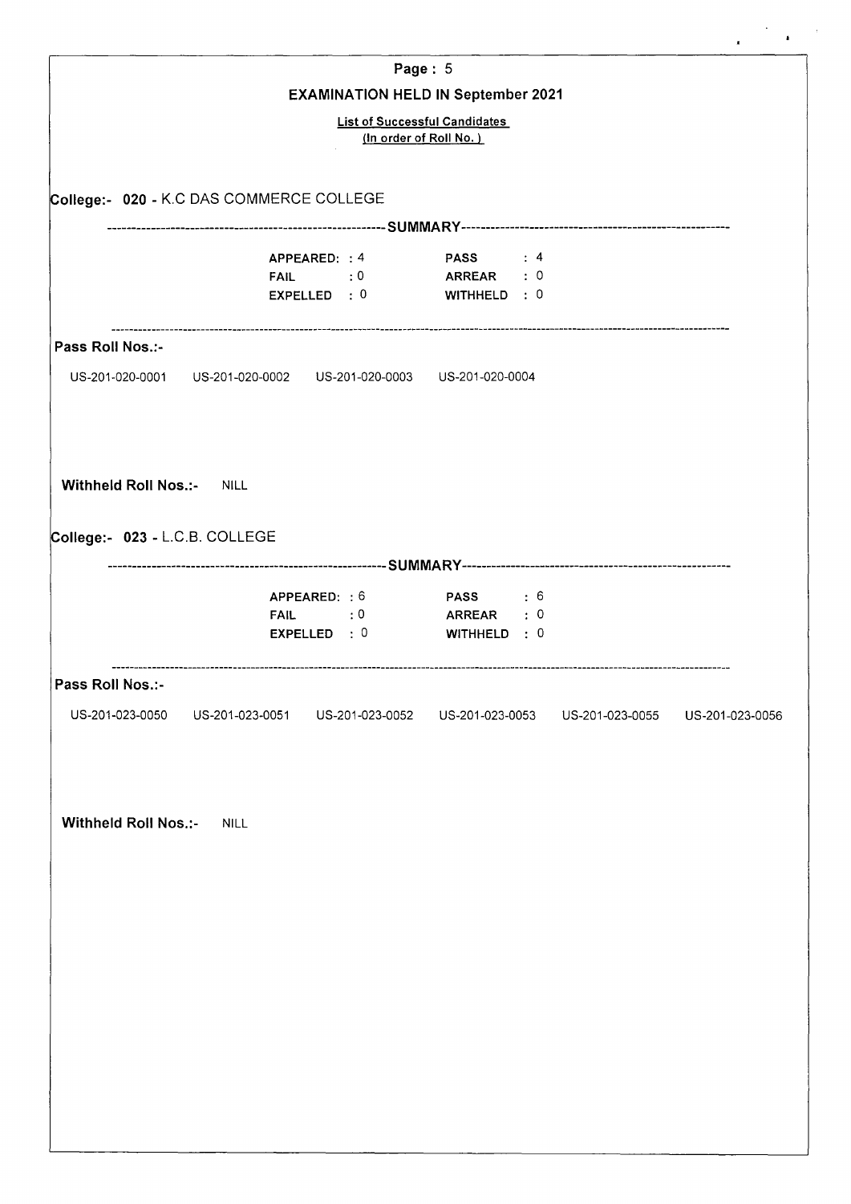## EXAMINATION HELD IN September 2021

**List of Successful Candidates**
**(In order of Roll No.)**

### College:- 020 - K.C DAS COMMERCE COLLEGE

---SUMMARY---

| | | | |
|---|---|---|---|
| APPEARED: | 4 | PASS | : 4 |
| FAIL | : 0 | ARREAR | : 0 |
| EXPELLED | : 0 | WITHHELD | : 0 |

**Pass Roll Nos.:-**

US-201-020-0001 US-201-020-0002 US-201-020-0003 US-201-020-0004

**Withheld Roll Nos.:-** NILL

### College:- 023 - L.C.B. COLLEGE

---SUMMARY---

| | | | |
|---|---|---|---|
| APPEARED: | 6 | PASS | : 6 |
| FAIL | : 0 | ARREAR | : 0 |
| EXPELLED | : 0 | WITHHELD | : 0 |

**Pass Roll Nos.:-**

US-201-023-0050 US-201-023-0051 US-201-023-0052 US-201-023-0053 US-201-023-0055 US-201-023-0056

**Withheld Roll Nos.:-** NILL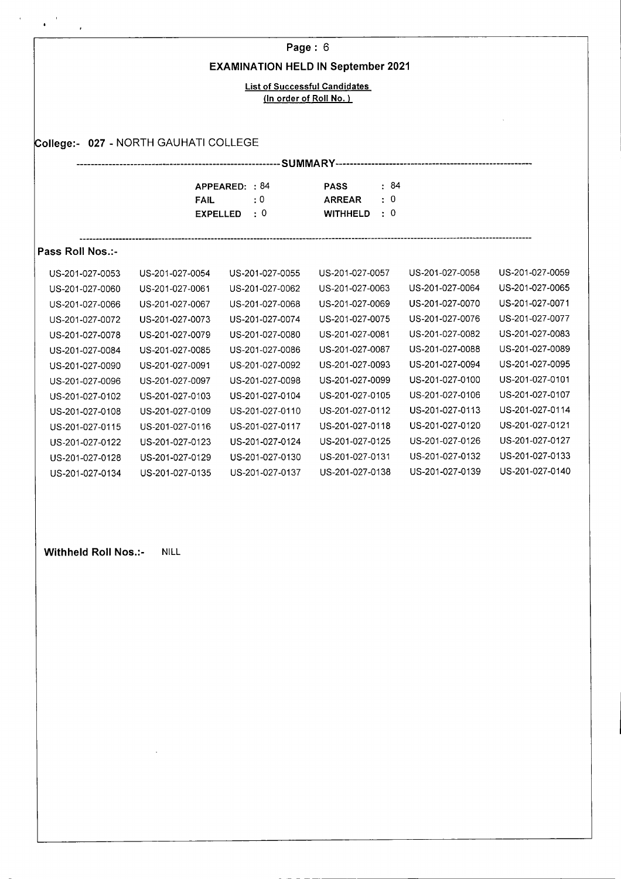# Page : 6

## EXAMINATION HELD IN September 2021

**List of Successful Candidates**
**(In order of Roll No. )**

**College:- 027** - NORTH GAUHATI COLLEGE

-----SUMMARY-----

| | | | |
|---|---|---|---|
| **APPEARED:** | : 84 | **PASS** | : 84 |
| **FAIL** | : 0 | **ARREAR** | : 0 |
| **EXPELLED** | : 0 | **WITHHELD** | : 0 |

**Pass Roll Nos.:-**

| | | | | | |
|---|---|---|---|---|---|
| US-201-027-0053 | US-201-027-0054 | US-201-027-0055 | US-201-027-0057 | US-201-027-0058 | US-201-027-0059 |
| US-201-027-0060 | US-201-027-0061 | US-201-027-0062 | US-201-027-0063 | US-201-027-0064 | US-201-027-0065 |
| US-201-027-0066 | US-201-027-0067 | US-201-027-0068 | US-201-027-0069 | US-201-027-0070 | US-201-027-0071 |
| US-201-027-0072 | US-201-027-0073 | US-201-027-0074 | US-201-027-0075 | US-201-027-0076 | US-201-027-0077 |
| US-201-027-0078 | US-201-027-0079 | US-201-027-0080 | US-201-027-0081 | US-201-027-0082 | US-201-027-0083 |
| US-201-027-0084 | US-201-027-0085 | US-201-027-0086 | US-201-027-0087 | US-201-027-0088 | US-201-027-0089 |
| US-201-027-0090 | US-201-027-0091 | US-201-027-0092 | US-201-027-0093 | US-201-027-0094 | US-201-027-0095 |
| US-201-027-0096 | US-201-027-0097 | US-201-027-0098 | US-201-027-0099 | US-201-027-0100 | US-201-027-0101 |
| US-201-027-0102 | US-201-027-0103 | US-201-027-0104 | US-201-027-0105 | US-201-027-0106 | US-201-027-0107 |
| US-201-027-0108 | US-201-027-0109 | US-201-027-0110 | US-201-027-0112 | US-201-027-0113 | US-201-027-0114 |
| US-201-027-0115 | US-201-027-0116 | US-201-027-0117 | US-201-027-0118 | US-201-027-0120 | US-201-027-0121 |
| US-201-027-0122 | US-201-027-0123 | US-201-027-0124 | US-201-027-0125 | US-201-027-0126 | US-201-027-0127 |
| US-201-027-0128 | US-201-027-0129 | US-201-027-0130 | US-201-027-0131 | US-201-027-0132 | US-201-027-0133 |
| US-201-027-0134 | US-201-027-0135 | US-201-027-0137 | US-201-027-0138 | US-201-027-0139 | US-201-027-0140 |

**Withheld Roll Nos.:-** NILL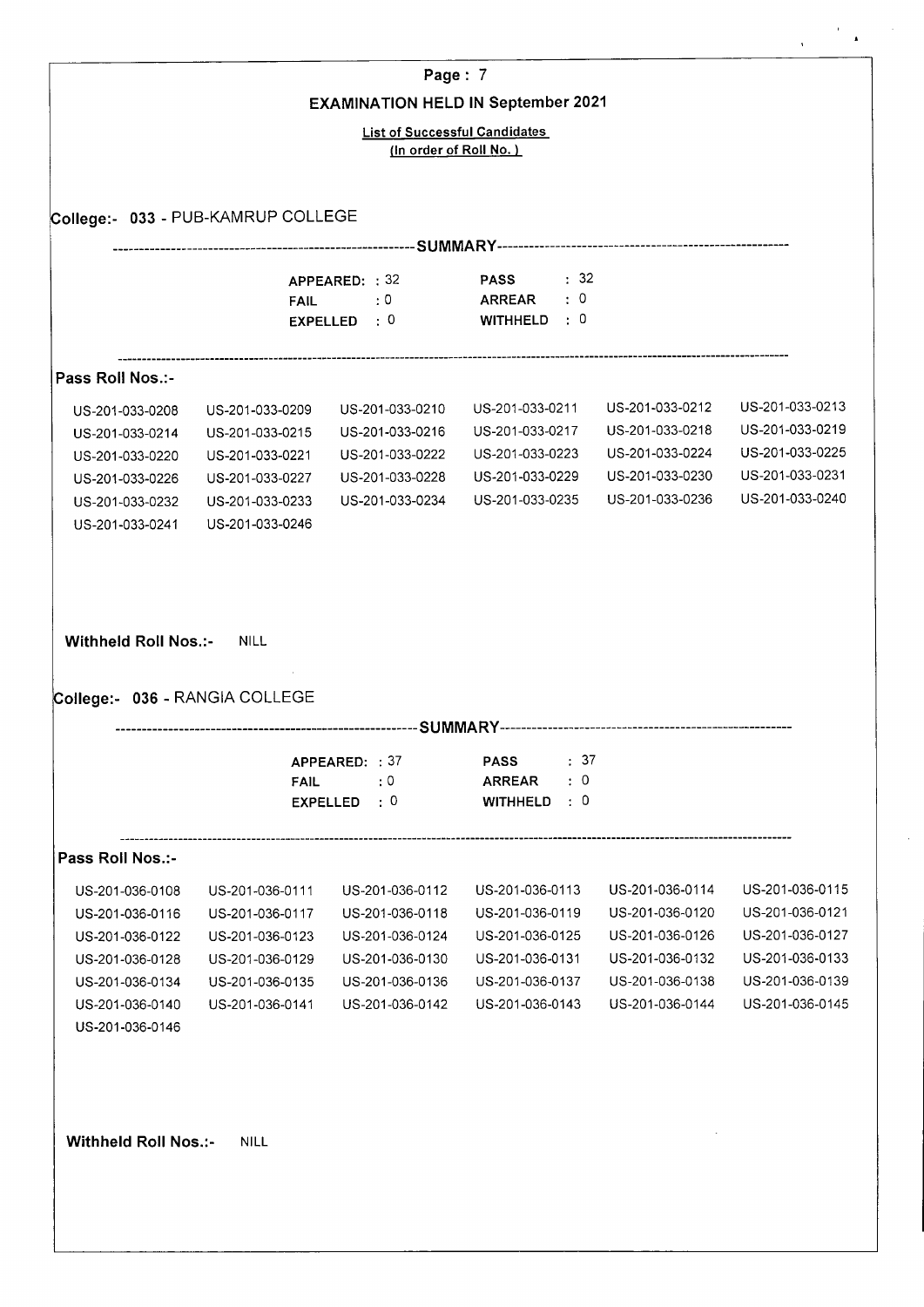## EXAMINATION HELD IN September 2021

**List of Successful Candidates**
**(In order of Roll No.)**

### College:- 033 - PUB-KAMRUP COLLEGE

**SUMMARY**

| | | | |
|---|---|---|---|
| APPEARED: | 32 | PASS | 32 |
| FAIL | 0 | ARREAR | 0 |
| EXPELLED | 0 | WITHHELD | 0 |

**Pass Roll Nos.:-**

| | | | | | |
|---|---|---|---|---|---|
| US-201-033-0208 | US-201-033-0209 | US-201-033-0210 | US-201-033-0211 | US-201-033-0212 | US-201-033-0213 |
| US-201-033-0214 | US-201-033-0215 | US-201-033-0216 | US-201-033-0217 | US-201-033-0218 | US-201-033-0219 |
| US-201-033-0220 | US-201-033-0221 | US-201-033-0222 | US-201-033-0223 | US-201-033-0224 | US-201-033-0225 |
| US-201-033-0226 | US-201-033-0227 | US-201-033-0228 | US-201-033-0229 | US-201-033-0230 | US-201-033-0231 |
| US-201-033-0232 | US-201-033-0233 | US-201-033-0234 | US-201-033-0235 | US-201-033-0236 | US-201-033-0240 |
| US-201-033-0241 | US-201-033-0246 | | | | |

**Withheld Roll Nos.:-** NILL

### College:- 036 - RANGIA COLLEGE

**SUMMARY**

| | | | |
|---|---|---|---|
| APPEARED: | 37 | PASS | 37 |
| FAIL | 0 | ARREAR | 0 |
| EXPELLED | 0 | WITHHELD | 0 |

**Pass Roll Nos.:-**

| | | | | | |
|---|---|---|---|---|---|
| US-201-036-0108 | US-201-036-0111 | US-201-036-0112 | US-201-036-0113 | US-201-036-0114 | US-201-036-0115 |
| US-201-036-0116 | US-201-036-0117 | US-201-036-0118 | US-201-036-0119 | US-201-036-0120 | US-201-036-0121 |
| US-201-036-0122 | US-201-036-0123 | US-201-036-0124 | US-201-036-0125 | US-201-036-0126 | US-201-036-0127 |
| US-201-036-0128 | US-201-036-0129 | US-201-036-0130 | US-201-036-0131 | US-201-036-0132 | US-201-036-0133 |
| US-201-036-0134 | US-201-036-0135 | US-201-036-0136 | US-201-036-0137 | US-201-036-0138 | US-201-036-0139 |
| US-201-036-0140 | US-201-036-0141 | US-201-036-0142 | US-201-036-0143 | US-201-036-0144 | US-201-036-0145 |
| US-201-036-0146 | | | | | |

**Withheld Roll Nos.:-** NILL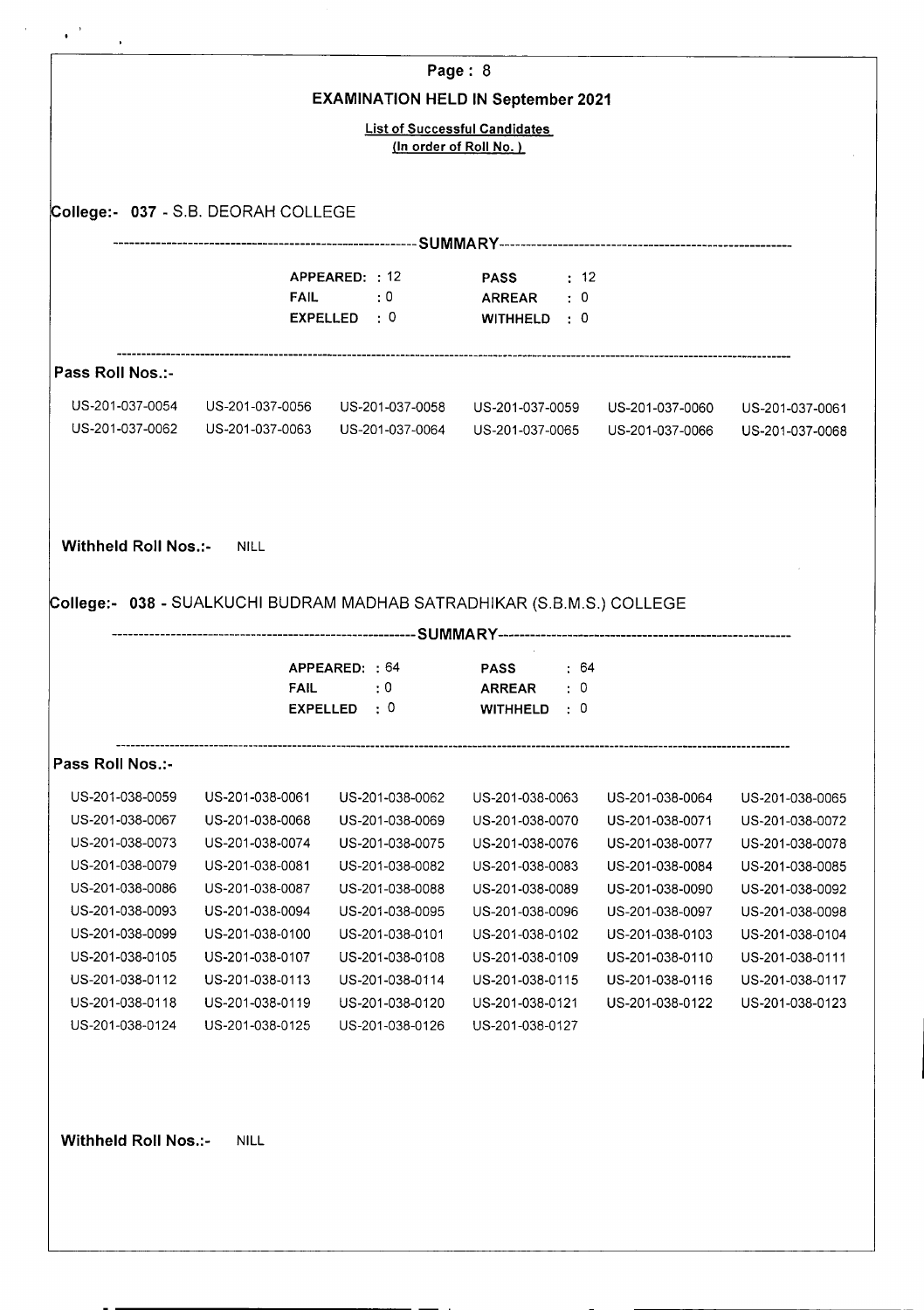**EXAMINATION HELD IN September 2021**

**List of Successful Candidates**
**(In order of Roll No.)**

## College:- 037 - S.B. DEORAH COLLEGE

---SUMMARY---

| | | | |
|---|---|---|---|
| **APPEARED:** | 12 | **PASS** | 12 |
| **FAIL** | 0 | **ARREAR** | 0 |
| **EXPELLED** | 0 | **WITHHELD** | 0 |

**Pass Roll Nos.:-**

| | | | | | |
|---|---|---|---|---|---|
| US-201-037-0054 | US-201-037-0056 | US-201-037-0058 | US-201-037-0059 | US-201-037-0060 | US-201-037-0061 |
| US-201-037-0062 | US-201-037-0063 | US-201-037-0064 | US-201-037-0065 | US-201-037-0066 | US-201-037-0068 |

**Withheld Roll Nos.:-** NILL

## College:- 038 - SUALKUCHI BUDRAM MADHAB SATRADHIKAR (S.B.M.S.) COLLEGE

---SUMMARY---

| | | | |
|---|---|---|---|
| **APPEARED:** | 64 | **PASS** | 64 |
| **FAIL** | 0 | **ARREAR** | 0 |
| **EXPELLED** | 0 | **WITHHELD** | 0 |

**Pass Roll Nos.:-**

| | | | | | |
|---|---|---|---|---|---|
| US-201-038-0059 | US-201-038-0061 | US-201-038-0062 | US-201-038-0063 | US-201-038-0064 | US-201-038-0065 |
| US-201-038-0067 | US-201-038-0068 | US-201-038-0069 | US-201-038-0070 | US-201-038-0071 | US-201-038-0072 |
| US-201-038-0073 | US-201-038-0074 | US-201-038-0075 | US-201-038-0076 | US-201-038-0077 | US-201-038-0078 |
| US-201-038-0079 | US-201-038-0081 | US-201-038-0082 | US-201-038-0083 | US-201-038-0084 | US-201-038-0085 |
| US-201-038-0086 | US-201-038-0087 | US-201-038-0088 | US-201-038-0089 | US-201-038-0090 | US-201-038-0092 |
| US-201-038-0093 | US-201-038-0094 | US-201-038-0095 | US-201-038-0096 | US-201-038-0097 | US-201-038-0098 |
| US-201-038-0099 | US-201-038-0100 | US-201-038-0101 | US-201-038-0102 | US-201-038-0103 | US-201-038-0104 |
| US-201-038-0105 | US-201-038-0107 | US-201-038-0108 | US-201-038-0109 | US-201-038-0110 | US-201-038-0111 |
| US-201-038-0112 | US-201-038-0113 | US-201-038-0114 | US-201-038-0115 | US-201-038-0116 | US-201-038-0117 |
| US-201-038-0118 | US-201-038-0119 | US-201-038-0120 | US-201-038-0121 | US-201-038-0122 | US-201-038-0123 |
| US-201-038-0124 | US-201-038-0125 | US-201-038-0126 | US-201-038-0127 | | |

**Withheld Roll Nos.:-** NILL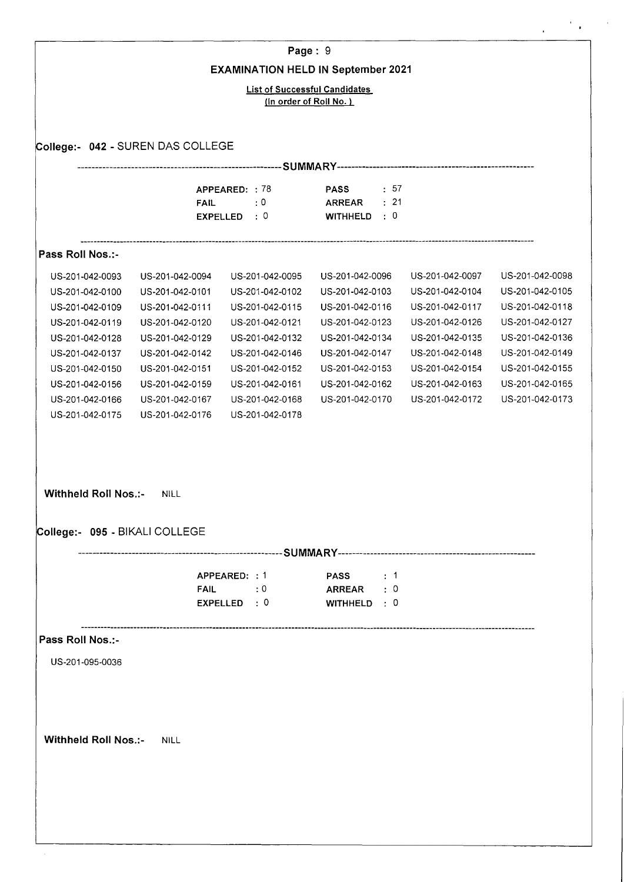## EXAMINATION HELD IN September 2021

**List of Successful Candidates**
**(In order of Roll No.)**

### College:- 042 - SUREN DAS COLLEGE

----------SUMMARY----------

| | | | |
|---|---|---|---|
| **APPEARED:** | : 78 | **PASS** | : 57 |
| **FAIL** | : 0 | **ARREAR** | : 21 |
| **EXPELLED** | : 0 | **WITHHELD** | : 0 |

**Pass Roll Nos.:-**

| | | | | | |
|---|---|---|---|---|---|
| US-201-042-0093 | US-201-042-0094 | US-201-042-0095 | US-201-042-0096 | US-201-042-0097 | US-201-042-0098 |
| US-201-042-0100 | US-201-042-0101 | US-201-042-0102 | US-201-042-0103 | US-201-042-0104 | US-201-042-0105 |
| US-201-042-0109 | US-201-042-0111 | US-201-042-0115 | US-201-042-0116 | US-201-042-0117 | US-201-042-0118 |
| US-201-042-0119 | US-201-042-0120 | US-201-042-0121 | US-201-042-0123 | US-201-042-0126 | US-201-042-0127 |
| US-201-042-0128 | US-201-042-0129 | US-201-042-0132 | US-201-042-0134 | US-201-042-0135 | US-201-042-0136 |
| US-201-042-0137 | US-201-042-0142 | US-201-042-0146 | US-201-042-0147 | US-201-042-0148 | US-201-042-0149 |
| US-201-042-0150 | US-201-042-0151 | US-201-042-0152 | US-201-042-0153 | US-201-042-0154 | US-201-042-0155 |
| US-201-042-0156 | US-201-042-0159 | US-201-042-0161 | US-201-042-0162 | US-201-042-0163 | US-201-042-0165 |
| US-201-042-0166 | US-201-042-0167 | US-201-042-0168 | US-201-042-0170 | US-201-042-0172 | US-201-042-0173 |
| US-201-042-0175 | US-201-042-0176 | US-201-042-0178 | | | |

**Withheld Roll Nos.:-** NILL

### College:- 095 - BIKALI COLLEGE

----------SUMMARY----------

| | | | |
|---|---|---|---|
| **APPEARED:** | : 1 | **PASS** | : 1 |
| **FAIL** | : 0 | **ARREAR** | : 0 |
| **EXPELLED** | : 0 | **WITHHELD** | : 0 |

**Pass Roll Nos.:-**

US-201-095-0036

**Withheld Roll Nos.:-** NILL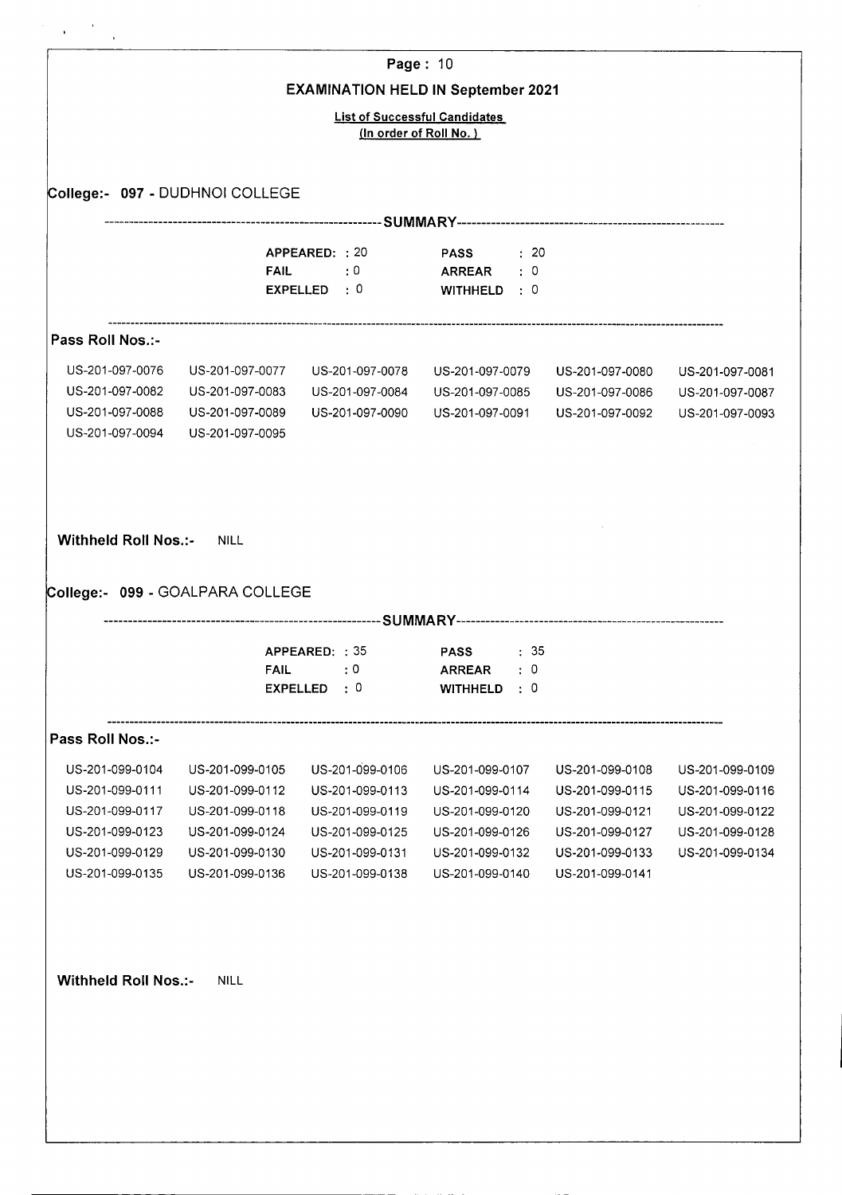## EXAMINATION HELD IN September 2021

**List of Successful Candidates**
**(In order of Roll No.)**

### College:- 097 - DUDHNOI COLLEGE

---SUMMARY---

| | | | |
|---|---|---|---|
| APPEARED: | 20 | PASS | : 20 |
| FAIL | : 0 | ARREAR | : 0 |
| EXPELLED | : 0 | WITHHELD | : 0 |

**Pass Roll Nos.:-**

| | | | | | |
|---|---|---|---|---|---|
| US-201-097-0076 | US-201-097-0077 | US-201-097-0078 | US-201-097-0079 | US-201-097-0080 | US-201-097-0081 |
| US-201-097-0082 | US-201-097-0083 | US-201-097-0084 | US-201-097-0085 | US-201-097-0086 | US-201-097-0087 |
| US-201-097-0088 | US-201-097-0089 | US-201-097-0090 | US-201-097-0091 | US-201-097-0092 | US-201-097-0093 |
| US-201-097-0094 | US-201-097-0095 | | | | |

**Withheld Roll Nos.:-** NILL

### College:- 099 - GOALPARA COLLEGE

---SUMMARY---

| | | | |
|---|---|---|---|
| APPEARED: | 35 | PASS | : 35 |
| FAIL | : 0 | ARREAR | : 0 |
| EXPELLED | : 0 | WITHHELD | : 0 |

**Pass Roll Nos.:-**

| | | | | | |
|---|---|---|---|---|---|
| US-201-099-0104 | US-201-099-0105 | US-201-099-0106 | US-201-099-0107 | US-201-099-0108 | US-201-099-0109 |
| US-201-099-0111 | US-201-099-0112 | US-201-099-0113 | US-201-099-0114 | US-201-099-0115 | US-201-099-0116 |
| US-201-099-0117 | US-201-099-0118 | US-201-099-0119 | US-201-099-0120 | US-201-099-0121 | US-201-099-0122 |
| US-201-099-0123 | US-201-099-0124 | US-201-099-0125 | US-201-099-0126 | US-201-099-0127 | US-201-099-0128 |
| US-201-099-0129 | US-201-099-0130 | US-201-099-0131 | US-201-099-0132 | US-201-099-0133 | US-201-099-0134 |
| US-201-099-0135 | US-201-099-0136 | US-201-099-0138 | US-201-099-0140 | US-201-099-0141 | |

**Withheld Roll Nos.:-** NILL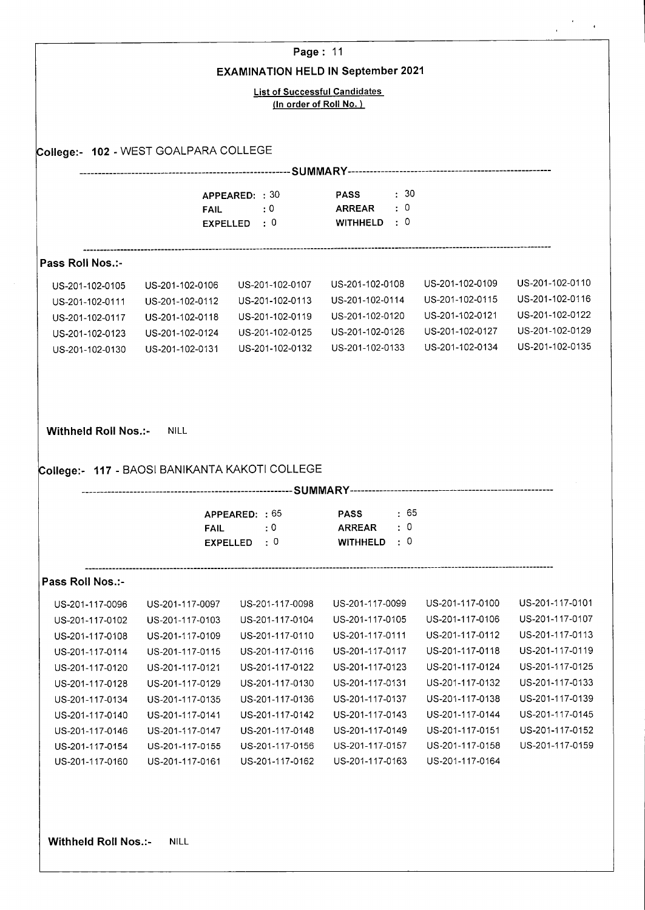## Page : 11

## EXAMINATION HELD IN September 2021

**List of Successful Candidates**
**(In order of Roll No.)**

### College:- 102 - WEST GOALPARA COLLEGE

---SUMMARY---

| | | | |
|---|---|---|---|
| **APPEARED:** | : 30 | **PASS** | : 30 |
| **FAIL** | : 0 | **ARREAR** | : 0 |
| **EXPELLED** | : 0 | **WITHHELD** | : 0 |

**Pass Roll Nos.:-**

| | | | | | |
|---|---|---|---|---|---|
| US-201-102-0105 | US-201-102-0106 | US-201-102-0107 | US-201-102-0108 | US-201-102-0109 | US-201-102-0110 |
| US-201-102-0111 | US-201-102-0112 | US-201-102-0113 | US-201-102-0114 | US-201-102-0115 | US-201-102-0116 |
| US-201-102-0117 | US-201-102-0118 | US-201-102-0119 | US-201-102-0120 | US-201-102-0121 | US-201-102-0122 |
| US-201-102-0123 | US-201-102-0124 | US-201-102-0125 | US-201-102-0126 | US-201-102-0127 | US-201-102-0129 |
| US-201-102-0130 | US-201-102-0131 | US-201-102-0132 | US-201-102-0133 | US-201-102-0134 | US-201-102-0135 |

**Withheld Roll Nos.:-** NILL

### College:- 117 - BAOSI BANIKANTA KAKOTI COLLEGE

---SUMMARY---

| | | | |
|---|---|---|---|
| **APPEARED:** | : 65 | **PASS** | : 65 |
| **FAIL** | : 0 | **ARREAR** | : 0 |
| **EXPELLED** | : 0 | **WITHHELD** | : 0 |

**Pass Roll Nos.:-**

| | | | | | |
|---|---|---|---|---|---|
| US-201-117-0096 | US-201-117-0097 | US-201-117-0098 | US-201-117-0099 | US-201-117-0100 | US-201-117-0101 |
| US-201-117-0102 | US-201-117-0103 | US-201-117-0104 | US-201-117-0105 | US-201-117-0106 | US-201-117-0107 |
| US-201-117-0108 | US-201-117-0109 | US-201-117-0110 | US-201-117-0111 | US-201-117-0112 | US-201-117-0113 |
| US-201-117-0114 | US-201-117-0115 | US-201-117-0116 | US-201-117-0117 | US-201-117-0118 | US-201-117-0119 |
| US-201-117-0120 | US-201-117-0121 | US-201-117-0122 | US-201-117-0123 | US-201-117-0124 | US-201-117-0125 |
| US-201-117-0128 | US-201-117-0129 | US-201-117-0130 | US-201-117-0131 | US-201-117-0132 | US-201-117-0133 |
| US-201-117-0134 | US-201-117-0135 | US-201-117-0136 | US-201-117-0137 | US-201-117-0138 | US-201-117-0139 |
| US-201-117-0140 | US-201-117-0141 | US-201-117-0142 | US-201-117-0143 | US-201-117-0144 | US-201-117-0145 |
| US-201-117-0146 | US-201-117-0147 | US-201-117-0148 | US-201-117-0149 | US-201-117-0151 | US-201-117-0152 |
| US-201-117-0154 | US-201-117-0155 | US-201-117-0156 | US-201-117-0157 | US-201-117-0158 | US-201-117-0159 |
| US-201-117-0160 | US-201-117-0161 | US-201-117-0162 | US-201-117-0163 | US-201-117-0164 | |

**Withheld Roll Nos.:-** NILL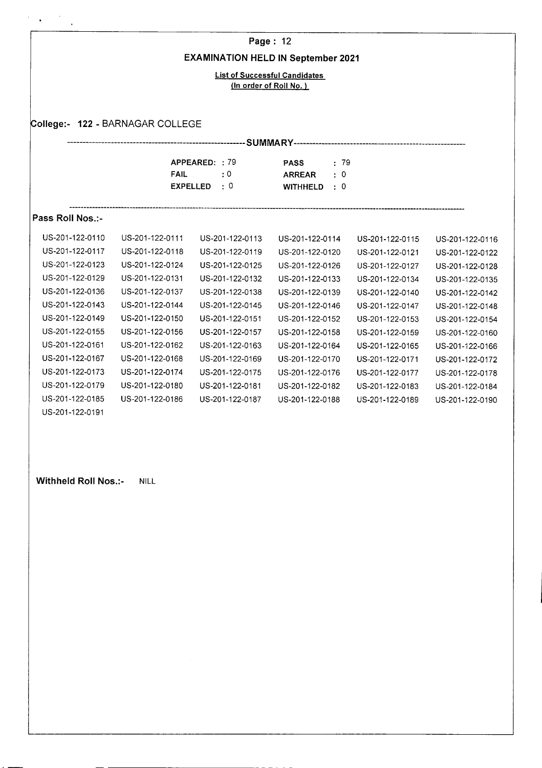## EXAMINATION HELD IN September 2021

**List of Successful Candidates**
**(In order of Roll No. )**

### College:- 122 - BARNAGAR COLLEGE

---SUMMARY---

| | | | |
|---|---|---|---|
| **APPEARED:** | : 79 | **PASS** | : 79 |
| **FAIL** | : 0 | **ARREAR** | : 0 |
| **EXPELLED** | : 0 | **WITHHELD** | : 0 |

### Pass Roll Nos.:-

| | | | | | |
|---|---|---|---|---|---|
| US-201-122-0110 | US-201-122-0111 | US-201-122-0113 | US-201-122-0114 | US-201-122-0115 | US-201-122-0116 |
| US-201-122-0117 | US-201-122-0118 | US-201-122-0119 | US-201-122-0120 | US-201-122-0121 | US-201-122-0122 |
| US-201-122-0123 | US-201-122-0124 | US-201-122-0125 | US-201-122-0126 | US-201-122-0127 | US-201-122-0128 |
| US-201-122-0129 | US-201-122-0131 | US-201-122-0132 | US-201-122-0133 | US-201-122-0134 | US-201-122-0135 |
| US-201-122-0136 | US-201-122-0137 | US-201-122-0138 | US-201-122-0139 | US-201-122-0140 | US-201-122-0142 |
| US-201-122-0143 | US-201-122-0144 | US-201-122-0145 | US-201-122-0146 | US-201-122-0147 | US-201-122-0148 |
| US-201-122-0149 | US-201-122-0150 | US-201-122-0151 | US-201-122-0152 | US-201-122-0153 | US-201-122-0154 |
| US-201-122-0155 | US-201-122-0156 | US-201-122-0157 | US-201-122-0158 | US-201-122-0159 | US-201-122-0160 |
| US-201-122-0161 | US-201-122-0162 | US-201-122-0163 | US-201-122-0164 | US-201-122-0165 | US-201-122-0166 |
| US-201-122-0167 | US-201-122-0168 | US-201-122-0169 | US-201-122-0170 | US-201-122-0171 | US-201-122-0172 |
| US-201-122-0173 | US-201-122-0174 | US-201-122-0175 | US-201-122-0176 | US-201-122-0177 | US-201-122-0178 |
| US-201-122-0179 | US-201-122-0180 | US-201-122-0181 | US-201-122-0182 | US-201-122-0183 | US-201-122-0184 |
| US-201-122-0185 | US-201-122-0186 | US-201-122-0187 | US-201-122-0188 | US-201-122-0189 | US-201-122-0190 |
| US-201-122-0191 | | | | | |

**Withheld Roll Nos.:-** NILL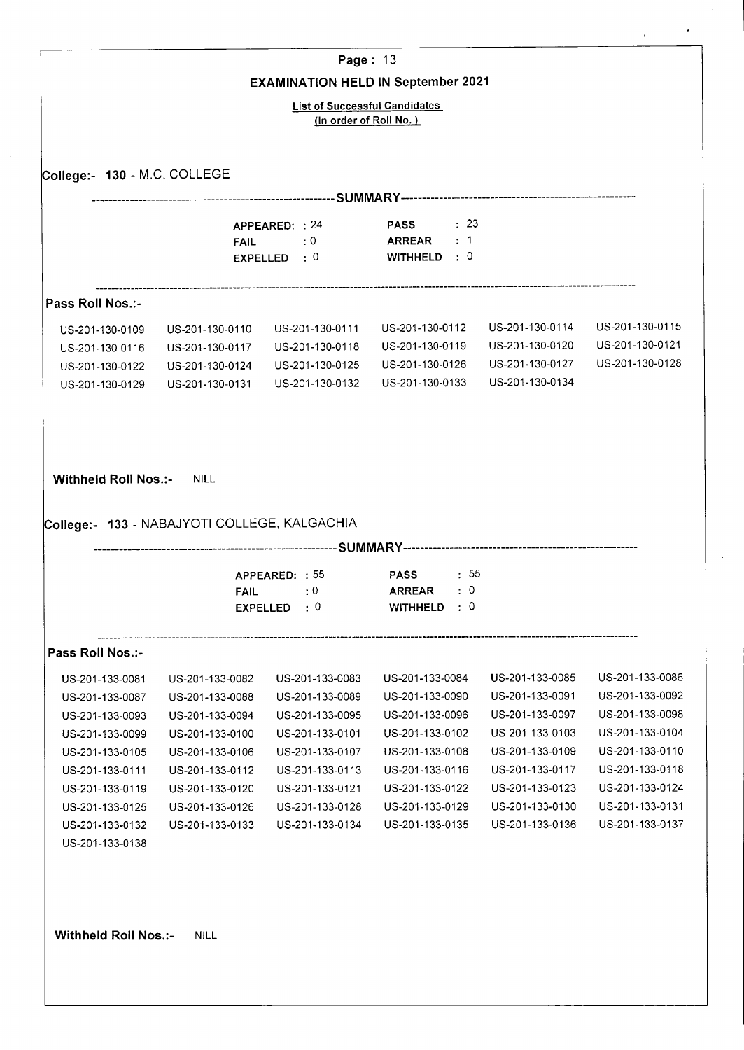Page : 13

# EXAMINATION HELD IN September 2021

**List of Successful Candidates**
**(In order of Roll No.)**

## College:- 130 - M.C. COLLEGE

---------- **SUMMARY** ----------

| | | | |
|---|---|---|---|
| APPEARED: | 24 | PASS | : 23 |
| FAIL | : 0 | ARREAR | : 1 |
| EXPELLED | : 0 | WITHHELD | : 0 |

**Pass Roll Nos.:-**

| | | | | | |
|---|---|---|---|---|---|
| US-201-130-0109 | US-201-130-0110 | US-201-130-0111 | US-201-130-0112 | US-201-130-0114 | US-201-130-0115 |
| US-201-130-0116 | US-201-130-0117 | US-201-130-0118 | US-201-130-0119 | US-201-130-0120 | US-201-130-0121 |
| US-201-130-0122 | US-201-130-0124 | US-201-130-0125 | US-201-130-0126 | US-201-130-0127 | US-201-130-0128 |
| US-201-130-0129 | US-201-130-0131 | US-201-130-0132 | US-201-130-0133 | US-201-130-0134 | |

**Withheld Roll Nos.:-** NILL

## College:- 133 - NABAJYOTI COLLEGE, KALGACHIA

---------- **SUMMARY** ----------

| | | | |
|---|---|---|---|
| APPEARED: | 55 | PASS | : 55 |
| FAIL | : 0 | ARREAR | : 0 |
| EXPELLED | : 0 | WITHHELD | : 0 |

**Pass Roll Nos.:-**

| | | | | | |
|---|---|---|---|---|---|
| US-201-133-0081 | US-201-133-0082 | US-201-133-0083 | US-201-133-0084 | US-201-133-0085 | US-201-133-0086 |
| US-201-133-0087 | US-201-133-0088 | US-201-133-0089 | US-201-133-0090 | US-201-133-0091 | US-201-133-0092 |
| US-201-133-0093 | US-201-133-0094 | US-201-133-0095 | US-201-133-0096 | US-201-133-0097 | US-201-133-0098 |
| US-201-133-0099 | US-201-133-0100 | US-201-133-0101 | US-201-133-0102 | US-201-133-0103 | US-201-133-0104 |
| US-201-133-0105 | US-201-133-0106 | US-201-133-0107 | US-201-133-0108 | US-201-133-0109 | US-201-133-0110 |
| US-201-133-0111 | US-201-133-0112 | US-201-133-0113 | US-201-133-0116 | US-201-133-0117 | US-201-133-0118 |
| US-201-133-0119 | US-201-133-0120 | US-201-133-0121 | US-201-133-0122 | US-201-133-0123 | US-201-133-0124 |
| US-201-133-0125 | US-201-133-0126 | US-201-133-0128 | US-201-133-0129 | US-201-133-0130 | US-201-133-0131 |
| US-201-133-0132 | US-201-133-0133 | US-201-133-0134 | US-201-133-0135 | US-201-133-0136 | US-201-133-0137 |
| US-201-133-0138 | | | | | |

**Withheld Roll Nos.:-** NILL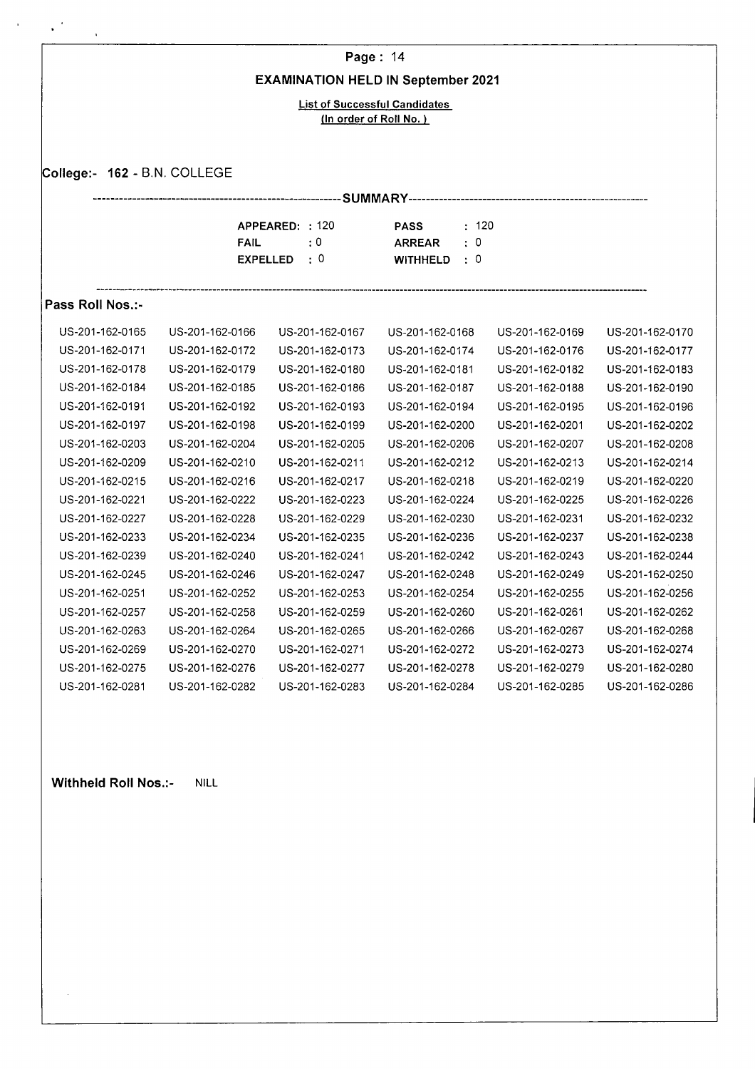# EXAMINATION HELD IN September 2021

**List of Successful Candidates**
**(In order of Roll No.)**

**College:- 162 - B.N. COLLEGE**

---SUMMARY---

| | | | |
|---|---|---|---|
| **APPEARED:** | : 120 | **PASS** | : 120 |
| **FAIL** | : 0 | **ARREAR** | : 0 |
| **EXPELLED** | : 0 | **WITHHELD** | : 0 |

## Pass Roll Nos.:-

| | | | | | |
|---|---|---|---|---|---|
| US-201-162-0165 | US-201-162-0166 | US-201-162-0167 | US-201-162-0168 | US-201-162-0169 | US-201-162-0170 |
| US-201-162-0171 | US-201-162-0172 | US-201-162-0173 | US-201-162-0174 | US-201-162-0176 | US-201-162-0177 |
| US-201-162-0178 | US-201-162-0179 | US-201-162-0180 | US-201-162-0181 | US-201-162-0182 | US-201-162-0183 |
| US-201-162-0184 | US-201-162-0185 | US-201-162-0186 | US-201-162-0187 | US-201-162-0188 | US-201-162-0190 |
| US-201-162-0191 | US-201-162-0192 | US-201-162-0193 | US-201-162-0194 | US-201-162-0195 | US-201-162-0196 |
| US-201-162-0197 | US-201-162-0198 | US-201-162-0199 | US-201-162-0200 | US-201-162-0201 | US-201-162-0202 |
| US-201-162-0203 | US-201-162-0204 | US-201-162-0205 | US-201-162-0206 | US-201-162-0207 | US-201-162-0208 |
| US-201-162-0209 | US-201-162-0210 | US-201-162-0211 | US-201-162-0212 | US-201-162-0213 | US-201-162-0214 |
| US-201-162-0215 | US-201-162-0216 | US-201-162-0217 | US-201-162-0218 | US-201-162-0219 | US-201-162-0220 |
| US-201-162-0221 | US-201-162-0222 | US-201-162-0223 | US-201-162-0224 | US-201-162-0225 | US-201-162-0226 |
| US-201-162-0227 | US-201-162-0228 | US-201-162-0229 | US-201-162-0230 | US-201-162-0231 | US-201-162-0232 |
| US-201-162-0233 | US-201-162-0234 | US-201-162-0235 | US-201-162-0236 | US-201-162-0237 | US-201-162-0238 |
| US-201-162-0239 | US-201-162-0240 | US-201-162-0241 | US-201-162-0242 | US-201-162-0243 | US-201-162-0244 |
| US-201-162-0245 | US-201-162-0246 | US-201-162-0247 | US-201-162-0248 | US-201-162-0249 | US-201-162-0250 |
| US-201-162-0251 | US-201-162-0252 | US-201-162-0253 | US-201-162-0254 | US-201-162-0255 | US-201-162-0256 |
| US-201-162-0257 | US-201-162-0258 | US-201-162-0259 | US-201-162-0260 | US-201-162-0261 | US-201-162-0262 |
| US-201-162-0263 | US-201-162-0264 | US-201-162-0265 | US-201-162-0266 | US-201-162-0267 | US-201-162-0268 |
| US-201-162-0269 | US-201-162-0270 | US-201-162-0271 | US-201-162-0272 | US-201-162-0273 | US-201-162-0274 |
| US-201-162-0275 | US-201-162-0276 | US-201-162-0277 | US-201-162-0278 | US-201-162-0279 | US-201-162-0280 |
| US-201-162-0281 | US-201-162-0282 | US-201-162-0283 | US-201-162-0284 | US-201-162-0285 | US-201-162-0286 |

**Withheld Roll Nos.:-** NILL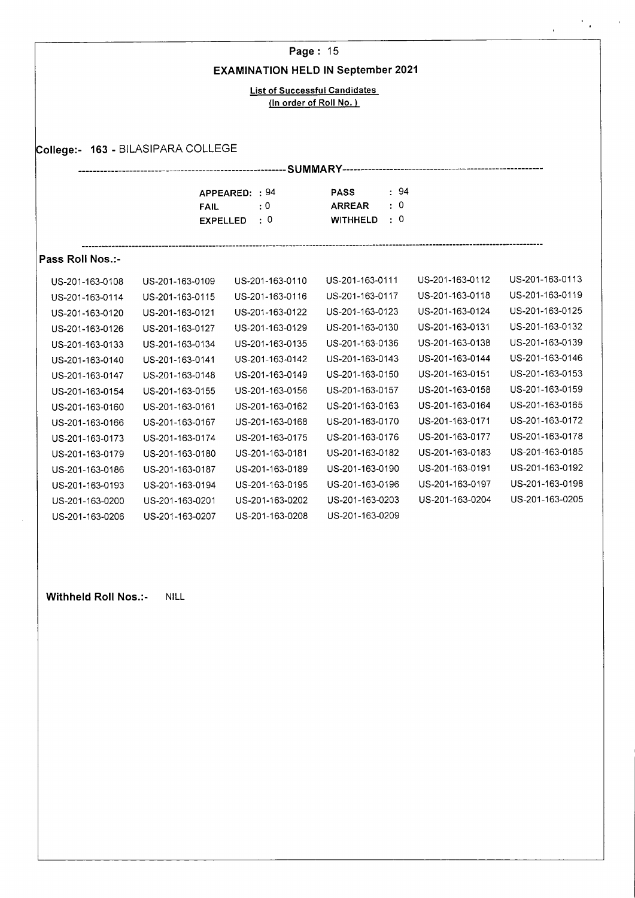## EXAMINATION HELD IN September 2021

**List of Successful Candidates**
**(In order of Roll No.)**

### College:- 163 - BILASIPARA COLLEGE

-------------------------------------------------------- **SUMMARY** --------------------------------------------------------

| | | | |
|---|---|---|---|
| **APPEARED:** | : 94 | **PASS** | : 94 |
| **FAIL** | : 0 | **ARREAR** | : 0 |
| **EXPELLED** | : 0 | **WITHHELD** | : 0 |

---

**Pass Roll Nos.:-**

| | | | | | |
|---|---|---|---|---|---|
| US-201-163-0108 | US-201-163-0109 | US-201-163-0110 | US-201-163-0111 | US-201-163-0112 | US-201-163-0113 |
| US-201-163-0114 | US-201-163-0115 | US-201-163-0116 | US-201-163-0117 | US-201-163-0118 | US-201-163-0119 |
| US-201-163-0120 | US-201-163-0121 | US-201-163-0122 | US-201-163-0123 | US-201-163-0124 | US-201-163-0125 |
| US-201-163-0126 | US-201-163-0127 | US-201-163-0129 | US-201-163-0130 | US-201-163-0131 | US-201-163-0132 |
| US-201-163-0133 | US-201-163-0134 | US-201-163-0135 | US-201-163-0136 | US-201-163-0138 | US-201-163-0139 |
| US-201-163-0140 | US-201-163-0141 | US-201-163-0142 | US-201-163-0143 | US-201-163-0144 | US-201-163-0146 |
| US-201-163-0147 | US-201-163-0148 | US-201-163-0149 | US-201-163-0150 | US-201-163-0151 | US-201-163-0153 |
| US-201-163-0154 | US-201-163-0155 | US-201-163-0156 | US-201-163-0157 | US-201-163-0158 | US-201-163-0159 |
| US-201-163-0160 | US-201-163-0161 | US-201-163-0162 | US-201-163-0163 | US-201-163-0164 | US-201-163-0165 |
| US-201-163-0166 | US-201-163-0167 | US-201-163-0168 | US-201-163-0170 | US-201-163-0171 | US-201-163-0172 |
| US-201-163-0173 | US-201-163-0174 | US-201-163-0175 | US-201-163-0176 | US-201-163-0177 | US-201-163-0178 |
| US-201-163-0179 | US-201-163-0180 | US-201-163-0181 | US-201-163-0182 | US-201-163-0183 | US-201-163-0185 |
| US-201-163-0186 | US-201-163-0187 | US-201-163-0189 | US-201-163-0190 | US-201-163-0191 | US-201-163-0192 |
| US-201-163-0193 | US-201-163-0194 | US-201-163-0195 | US-201-163-0196 | US-201-163-0197 | US-201-163-0198 |
| US-201-163-0200 | US-201-163-0201 | US-201-163-0202 | US-201-163-0203 | US-201-163-0204 | US-201-163-0205 |
| US-201-163-0206 | US-201-163-0207 | US-201-163-0208 | US-201-163-0209 | | |

**Withheld Roll Nos.:-** NILL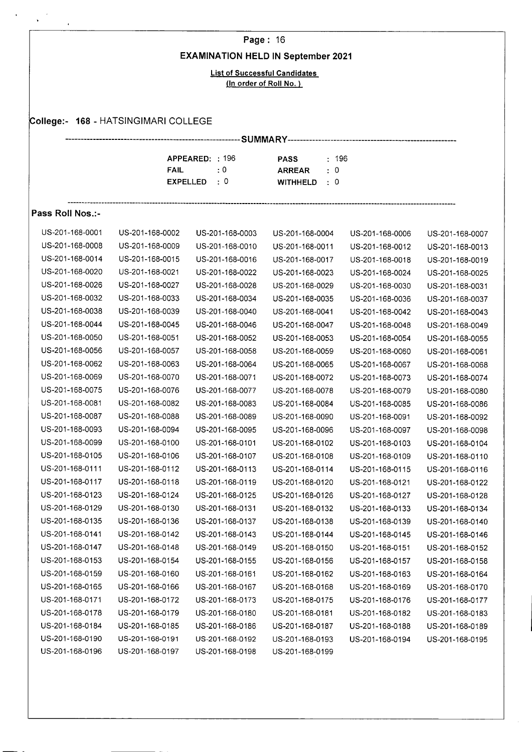# EXAMINATION HELD IN September 2021

**List of Successful Candidates**
**(In order of Roll No.)**

**College:- 168 - HATSINGIMARI COLLEGE**

--- SUMMARY ---

| | | | |
|---|---|---|---|
| **APPEARED:** | : 196 | **PASS** | : 196 |
| **FAIL** | : 0 | **ARREAR** | : 0 |
| **EXPELLED** | : 0 | **WITHHELD** | : 0 |

**Pass Roll Nos.:-**

| | | | | | |
|---|---|---|---|---|---|
| US-201-168-0001 | US-201-168-0002 | US-201-168-0003 | US-201-168-0004 | US-201-168-0006 | US-201-168-0007 |
| US-201-168-0008 | US-201-168-0009 | US-201-168-0010 | US-201-168-0011 | US-201-168-0012 | US-201-168-0013 |
| US-201-168-0014 | US-201-168-0015 | US-201-168-0016 | US-201-168-0017 | US-201-168-0018 | US-201-168-0019 |
| US-201-168-0020 | US-201-168-0021 | US-201-168-0022 | US-201-168-0023 | US-201-168-0024 | US-201-168-0025 |
| US-201-168-0026 | US-201-168-0027 | US-201-168-0028 | US-201-168-0029 | US-201-168-0030 | US-201-168-0031 |
| US-201-168-0032 | US-201-168-0033 | US-201-168-0034 | US-201-168-0035 | US-201-168-0036 | US-201-168-0037 |
| US-201-168-0038 | US-201-168-0039 | US-201-168-0040 | US-201-168-0041 | US-201-168-0042 | US-201-168-0043 |
| US-201-168-0044 | US-201-168-0045 | US-201-168-0046 | US-201-168-0047 | US-201-168-0048 | US-201-168-0049 |
| US-201-168-0050 | US-201-168-0051 | US-201-168-0052 | US-201-168-0053 | US-201-168-0054 | US-201-168-0055 |
| US-201-168-0056 | US-201-168-0057 | US-201-168-0058 | US-201-168-0059 | US-201-168-0060 | US-201-168-0061 |
| US-201-168-0062 | US-201-168-0063 | US-201-168-0064 | US-201-168-0065 | US-201-168-0067 | US-201-168-0068 |
| US-201-168-0069 | US-201-168-0070 | US-201-168-0071 | US-201-168-0072 | US-201-168-0073 | US-201-168-0074 |
| US-201-168-0075 | US-201-168-0076 | US-201-168-0077 | US-201-168-0078 | US-201-168-0079 | US-201-168-0080 |
| US-201-168-0081 | US-201-168-0082 | US-201-168-0083 | US-201-168-0084 | US-201-168-0085 | US-201-168-0086 |
| US-201-168-0087 | US-201-168-0088 | US-201-168-0089 | US-201-168-0090 | US-201-168-0091 | US-201-168-0092 |
| US-201-168-0093 | US-201-168-0094 | US-201-168-0095 | US-201-168-0096 | US-201-168-0097 | US-201-168-0098 |
| US-201-168-0099 | US-201-168-0100 | US-201-168-0101 | US-201-168-0102 | US-201-168-0103 | US-201-168-0104 |
| US-201-168-0105 | US-201-168-0106 | US-201-168-0107 | US-201-168-0108 | US-201-168-0109 | US-201-168-0110 |
| US-201-168-0111 | US-201-168-0112 | US-201-168-0113 | US-201-168-0114 | US-201-168-0115 | US-201-168-0116 |
| US-201-168-0117 | US-201-168-0118 | US-201-168-0119 | US-201-168-0120 | US-201-168-0121 | US-201-168-0122 |
| US-201-168-0123 | US-201-168-0124 | US-201-168-0125 | US-201-168-0126 | US-201-168-0127 | US-201-168-0128 |
| US-201-168-0129 | US-201-168-0130 | US-201-168-0131 | US-201-168-0132 | US-201-168-0133 | US-201-168-0134 |
| US-201-168-0135 | US-201-168-0136 | US-201-168-0137 | US-201-168-0138 | US-201-168-0139 | US-201-168-0140 |
| US-201-168-0141 | US-201-168-0142 | US-201-168-0143 | US-201-168-0144 | US-201-168-0145 | US-201-168-0146 |
| US-201-168-0147 | US-201-168-0148 | US-201-168-0149 | US-201-168-0150 | US-201-168-0151 | US-201-168-0152 |
| US-201-168-0153 | US-201-168-0154 | US-201-168-0155 | US-201-168-0156 | US-201-168-0157 | US-201-168-0158 |
| US-201-168-0159 | US-201-168-0160 | US-201-168-0161 | US-201-168-0162 | US-201-168-0163 | US-201-168-0164 |
| US-201-168-0165 | US-201-168-0166 | US-201-168-0167 | US-201-168-0168 | US-201-168-0169 | US-201-168-0170 |
| US-201-168-0171 | US-201-168-0172 | US-201-168-0173 | US-201-168-0175 | US-201-168-0176 | US-201-168-0177 |
| US-201-168-0178 | US-201-168-0179 | US-201-168-0180 | US-201-168-0181 | US-201-168-0182 | US-201-168-0183 |
| US-201-168-0184 | US-201-168-0185 | US-201-168-0186 | US-201-168-0187 | US-201-168-0188 | US-201-168-0189 |
| US-201-168-0190 | US-201-168-0191 | US-201-168-0192 | US-201-168-0193 | US-201-168-0194 | US-201-168-0195 |
| US-201-168-0196 | US-201-168-0197 | US-201-168-0198 | US-201-168-0199 | | |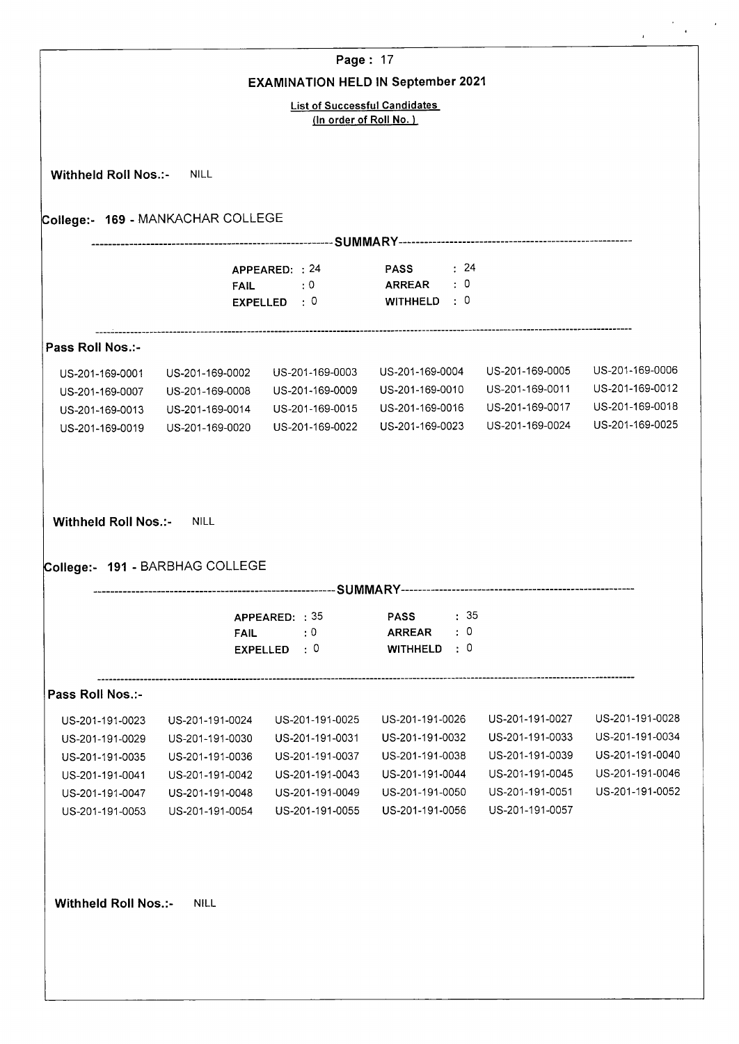**Page : 17**

## EXAMINATION HELD IN September 2021

**List of Successful Candidates**
**(In order of Roll No.)**

**Withheld Roll Nos.:-** NILL

### College:- 169 - MANKACHAR COLLEGE

----- **SUMMARY** -----

| | | | |
|---|---|---|---|
| **APPEARED:** | 24 | **PASS** | : 24 |
| **FAIL** | : 0 | **ARREAR** | : 0 |
| **EXPELLED** | : 0 | **WITHHELD** | : 0 |

**Pass Roll Nos.:-**

| | | | | | |
|---|---|---|---|---|---|
| US-201-169-0001 | US-201-169-0002 | US-201-169-0003 | US-201-169-0004 | US-201-169-0005 | US-201-169-0006 |
| US-201-169-0007 | US-201-169-0008 | US-201-169-0009 | US-201-169-0010 | US-201-169-0011 | US-201-169-0012 |
| US-201-169-0013 | US-201-169-0014 | US-201-169-0015 | US-201-169-0016 | US-201-169-0017 | US-201-169-0018 |
| US-201-169-0019 | US-201-169-0020 | US-201-169-0022 | US-201-169-0023 | US-201-169-0024 | US-201-169-0025 |

**Withheld Roll Nos.:-** NILL

### College:- 191 - BARBHAG COLLEGE

----- **SUMMARY** -----

| | | | |
|---|---|---|---|
| **APPEARED:** | 35 | **PASS** | : 35 |
| **FAIL** | : 0 | **ARREAR** | : 0 |
| **EXPELLED** | : 0 | **WITHHELD** | : 0 |

**Pass Roll Nos.:-**

| | | | | | |
|---|---|---|---|---|---|
| US-201-191-0023 | US-201-191-0024 | US-201-191-0025 | US-201-191-0026 | US-201-191-0027 | US-201-191-0028 |
| US-201-191-0029 | US-201-191-0030 | US-201-191-0031 | US-201-191-0032 | US-201-191-0033 | US-201-191-0034 |
| US-201-191-0035 | US-201-191-0036 | US-201-191-0037 | US-201-191-0038 | US-201-191-0039 | US-201-191-0040 |
| US-201-191-0041 | US-201-191-0042 | US-201-191-0043 | US-201-191-0044 | US-201-191-0045 | US-201-191-0046 |
| US-201-191-0047 | US-201-191-0048 | US-201-191-0049 | US-201-191-0050 | US-201-191-0051 | US-201-191-0052 |
| US-201-191-0053 | US-201-191-0054 | US-201-191-0055 | US-201-191-0056 | US-201-191-0057 | |

**Withheld Roll Nos.:-** NILL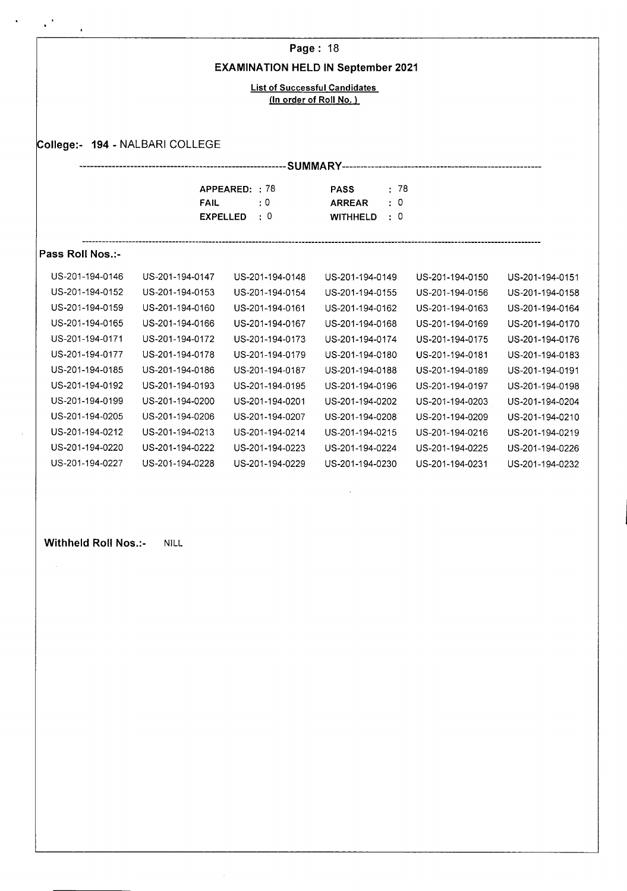## EXAMINATION HELD IN September 2021

**List of Successful Candidates**
**(In order of Roll No. )**

**College:- 194 - NALBARI COLLEGE**

---------------------------------------- **SUMMARY** ----------------------------------------

| | | | |
|---|---|---|---|
| **APPEARED:** | : 78 | **PASS** | : 78 |
| **FAIL** | : 0 | **ARREAR** | : 0 |
| **EXPELLED** | : 0 | **WITHHELD** | : 0 |

---

**Pass Roll Nos.:-**

| | | | | | |
|---|---|---|---|---|---|
| US-201-194-0146 | US-201-194-0147 | US-201-194-0148 | US-201-194-0149 | US-201-194-0150 | US-201-194-0151 |
| US-201-194-0152 | US-201-194-0153 | US-201-194-0154 | US-201-194-0155 | US-201-194-0156 | US-201-194-0158 |
| US-201-194-0159 | US-201-194-0160 | US-201-194-0161 | US-201-194-0162 | US-201-194-0163 | US-201-194-0164 |
| US-201-194-0165 | US-201-194-0166 | US-201-194-0167 | US-201-194-0168 | US-201-194-0169 | US-201-194-0170 |
| US-201-194-0171 | US-201-194-0172 | US-201-194-0173 | US-201-194-0174 | US-201-194-0175 | US-201-194-0176 |
| US-201-194-0177 | US-201-194-0178 | US-201-194-0179 | US-201-194-0180 | US-201-194-0181 | US-201-194-0183 |
| US-201-194-0185 | US-201-194-0186 | US-201-194-0187 | US-201-194-0188 | US-201-194-0189 | US-201-194-0191 |
| US-201-194-0192 | US-201-194-0193 | US-201-194-0195 | US-201-194-0196 | US-201-194-0197 | US-201-194-0198 |
| US-201-194-0199 | US-201-194-0200 | US-201-194-0201 | US-201-194-0202 | US-201-194-0203 | US-201-194-0204 |
| US-201-194-0205 | US-201-194-0206 | US-201-194-0207 | US-201-194-0208 | US-201-194-0209 | US-201-194-0210 |
| US-201-194-0212 | US-201-194-0213 | US-201-194-0214 | US-201-194-0215 | US-201-194-0216 | US-201-194-0219 |
| US-201-194-0220 | US-201-194-0222 | US-201-194-0223 | US-201-194-0224 | US-201-194-0225 | US-201-194-0226 |
| US-201-194-0227 | US-201-194-0228 | US-201-194-0229 | US-201-194-0230 | US-201-194-0231 | US-201-194-0232 |

**Withheld Roll Nos.:-** NILL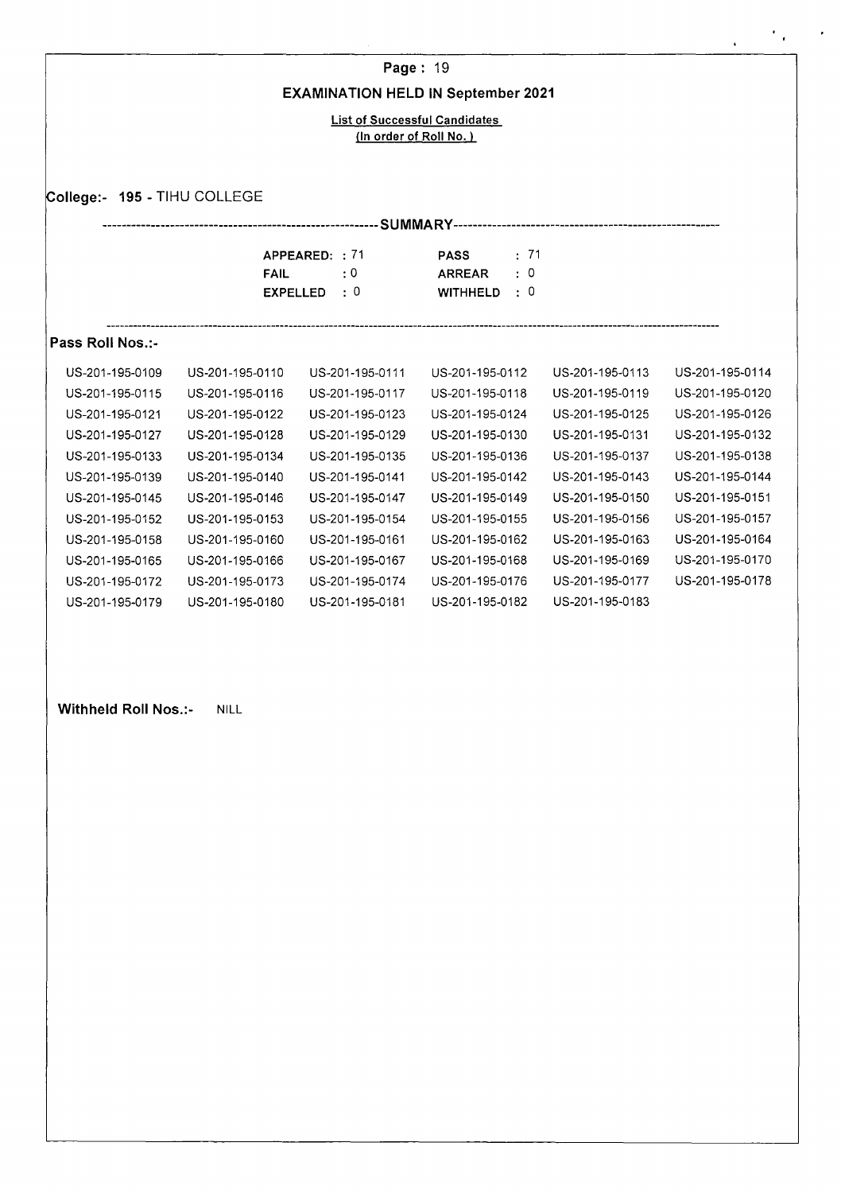**Page : 19**

## EXAMINATION HELD IN September 2021

**List of Successful Candidates**
**(In order of Roll No.)**

**College:- 195 - TIHU COLLEGE**

---------------------------------------------------------**SUMMARY**---------------------------------------------------------

| | | | |
|---|---|---|---|
| **APPEARED:** | : 71 | **PASS** | : 71 |
| **FAIL** | : 0 | **ARREAR** | : 0 |
| **EXPELLED** | : 0 | **WITHHELD** | : 0 |

**Pass Roll Nos.:-**

| | | | | | |
|---|---|---|---|---|---|
| US-201-195-0109 | US-201-195-0110 | US-201-195-0111 | US-201-195-0112 | US-201-195-0113 | US-201-195-0114 |
| US-201-195-0115 | US-201-195-0116 | US-201-195-0117 | US-201-195-0118 | US-201-195-0119 | US-201-195-0120 |
| US-201-195-0121 | US-201-195-0122 | US-201-195-0123 | US-201-195-0124 | US-201-195-0125 | US-201-195-0126 |
| US-201-195-0127 | US-201-195-0128 | US-201-195-0129 | US-201-195-0130 | US-201-195-0131 | US-201-195-0132 |
| US-201-195-0133 | US-201-195-0134 | US-201-195-0135 | US-201-195-0136 | US-201-195-0137 | US-201-195-0138 |
| US-201-195-0139 | US-201-195-0140 | US-201-195-0141 | US-201-195-0142 | US-201-195-0143 | US-201-195-0144 |
| US-201-195-0145 | US-201-195-0146 | US-201-195-0147 | US-201-195-0149 | US-201-195-0150 | US-201-195-0151 |
| US-201-195-0152 | US-201-195-0153 | US-201-195-0154 | US-201-195-0155 | US-201-195-0156 | US-201-195-0157 |
| US-201-195-0158 | US-201-195-0160 | US-201-195-0161 | US-201-195-0162 | US-201-195-0163 | US-201-195-0164 |
| US-201-195-0165 | US-201-195-0166 | US-201-195-0167 | US-201-195-0168 | US-201-195-0169 | US-201-195-0170 |
| US-201-195-0172 | US-201-195-0173 | US-201-195-0174 | US-201-195-0176 | US-201-195-0177 | US-201-195-0178 |
| US-201-195-0179 | US-201-195-0180 | US-201-195-0181 | US-201-195-0182 | US-201-195-0183 | |

**Withheld Roll Nos.:-** NILL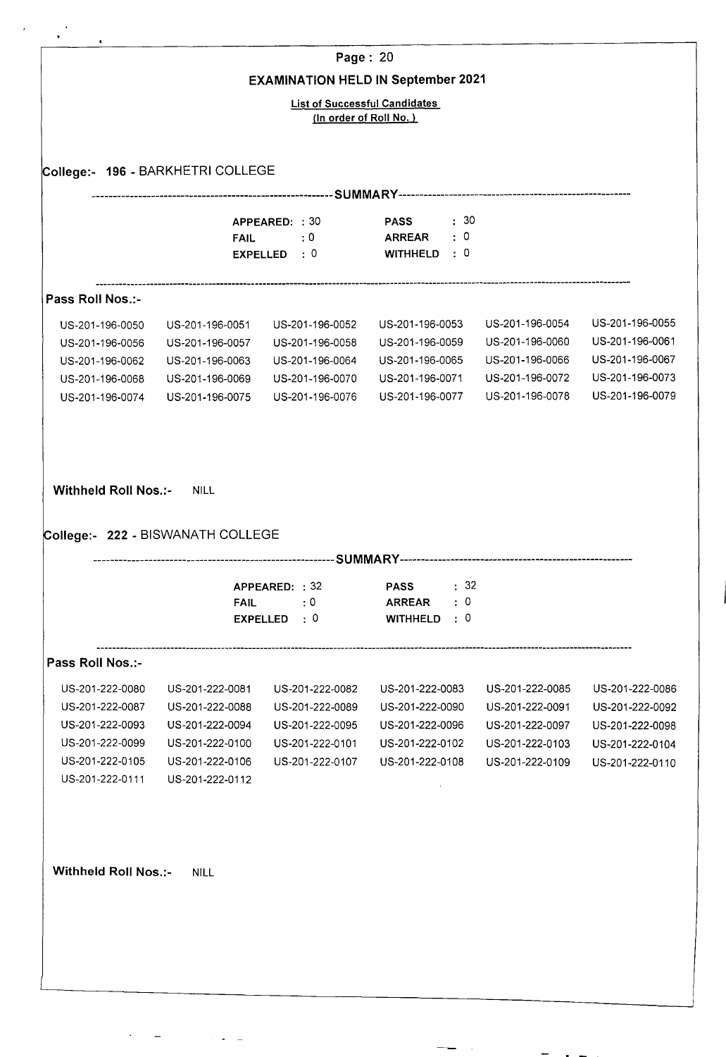## EXAMINATION HELD IN September 2021

**List of Successful Candidates**
**(In order of Roll No. )**

### College:- 196 - BARKHETRI COLLEGE

---SUMMARY---

| | | | |
|---|---|---|---|
| **APPEARED:** | : 30 | **PASS** | : 30 |
| **FAIL** | : 0 | **ARREAR** | : 0 |
| **EXPELLED** | : 0 | **WITHHELD** | : 0 |

**Pass Roll Nos.:-**

| | | | | | |
|---|---|---|---|---|---|
| US-201-196-0050 | US-201-196-0051 | US-201-196-0052 | US-201-196-0053 | US-201-196-0054 | US-201-196-0055 |
| US-201-196-0056 | US-201-196-0057 | US-201-196-0058 | US-201-196-0059 | US-201-196-0060 | US-201-196-0061 |
| US-201-196-0062 | US-201-196-0063 | US-201-196-0064 | US-201-196-0065 | US-201-196-0066 | US-201-196-0067 |
| US-201-196-0068 | US-201-196-0069 | US-201-196-0070 | US-201-196-0071 | US-201-196-0072 | US-201-196-0073 |
| US-201-196-0074 | US-201-196-0075 | US-201-196-0076 | US-201-196-0077 | US-201-196-0078 | US-201-196-0079 |

**Withheld Roll Nos.:-** NILL

### College:- 222 - BISWANATH COLLEGE

---SUMMARY---

| | | | |
|---|---|---|---|
| **APPEARED:** | : 32 | **PASS** | : 32 |
| **FAIL** | : 0 | **ARREAR** | : 0 |
| **EXPELLED** | : 0 | **WITHHELD** | : 0 |

**Pass Roll Nos.:-**

| | | | | | |
|---|---|---|---|---|---|
| US-201-222-0080 | US-201-222-0081 | US-201-222-0082 | US-201-222-0083 | US-201-222-0085 | US-201-222-0086 |
| US-201-222-0087 | US-201-222-0088 | US-201-222-0089 | US-201-222-0090 | US-201-222-0091 | US-201-222-0092 |
| US-201-222-0093 | US-201-222-0094 | US-201-222-0095 | US-201-222-0096 | US-201-222-0097 | US-201-222-0098 |
| US-201-222-0099 | US-201-222-0100 | US-201-222-0101 | US-201-222-0102 | US-201-222-0103 | US-201-222-0104 |
| US-201-222-0105 | US-201-222-0106 | US-201-222-0107 | US-201-222-0108 | US-201-222-0109 | US-201-222-0110 |
| US-201-222-0111 | US-201-222-0112 | | | | |

**Withheld Roll Nos.:-** NILL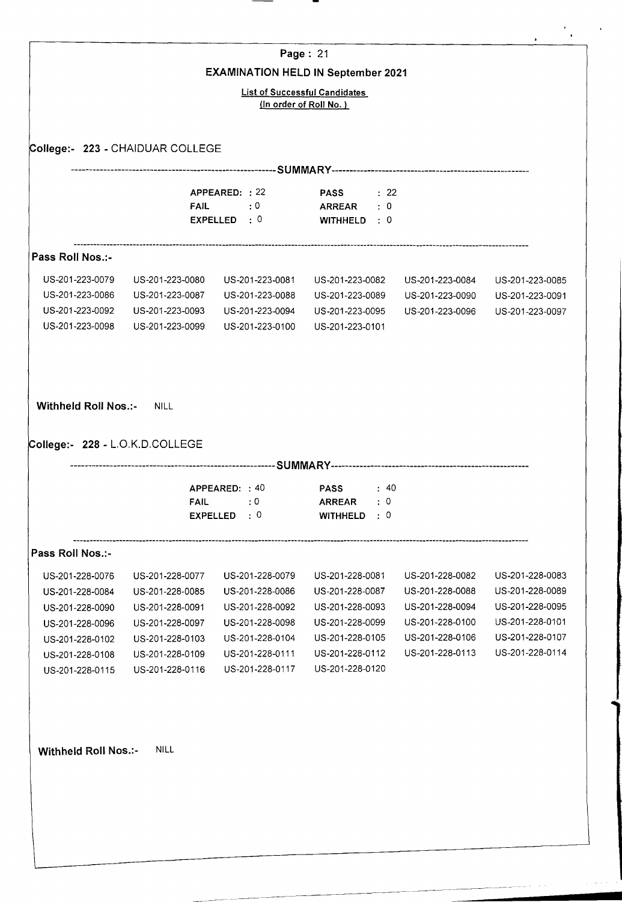**Page : 21**

## EXAMINATION HELD IN September 2021

**List of Successful Candidates**
**(In order of Roll No. )**

### College:- 223 - CHAIDUAR COLLEGE

---------------------------------------------------------**SUMMARY**---------------------------------------------------------

| | | | |
|---|---|---|---|
| **APPEARED:** | 22 | **PASS** | : 22 |
| **FAIL** | : 0 | **ARREAR** | : 0 |
| **EXPELLED** | : 0 | **WITHHELD** | : 0 |

**Pass Roll Nos.:-**

| | | | | | |
|---|---|---|---|---|---|
| US-201-223-0079 | US-201-223-0080 | US-201-223-0081 | US-201-223-0082 | US-201-223-0084 | US-201-223-0085 |
| US-201-223-0086 | US-201-223-0087 | US-201-223-0088 | US-201-223-0089 | US-201-223-0090 | US-201-223-0091 |
| US-201-223-0092 | US-201-223-0093 | US-201-223-0094 | US-201-223-0095 | US-201-223-0096 | US-201-223-0097 |
| US-201-223-0098 | US-201-223-0099 | US-201-223-0100 | US-201-223-0101 | | |

**Withheld Roll Nos.:-** NILL

### College:- 228 - L.O.K.D.COLLEGE

---------------------------------------------------------**SUMMARY**---------------------------------------------------------

| | | | |
|---|---|---|---|
| **APPEARED:** | 40 | **PASS** | : 40 |
| **FAIL** | : 0 | **ARREAR** | : 0 |
| **EXPELLED** | : 0 | **WITHHELD** | : 0 |

**Pass Roll Nos.:-**

| | | | | | |
|---|---|---|---|---|---|
| US-201-228-0076 | US-201-228-0077 | US-201-228-0079 | US-201-228-0081 | US-201-228-0082 | US-201-228-0083 |
| US-201-228-0084 | US-201-228-0085 | US-201-228-0086 | US-201-228-0087 | US-201-228-0088 | US-201-228-0089 |
| US-201-228-0090 | US-201-228-0091 | US-201-228-0092 | US-201-228-0093 | US-201-228-0094 | US-201-228-0095 |
| US-201-228-0096 | US-201-228-0097 | US-201-228-0098 | US-201-228-0099 | US-201-228-0100 | US-201-228-0101 |
| US-201-228-0102 | US-201-228-0103 | US-201-228-0104 | US-201-228-0105 | US-201-228-0106 | US-201-228-0107 |
| US-201-228-0108 | US-201-228-0109 | US-201-228-0111 | US-201-228-0112 | US-201-228-0113 | US-201-228-0114 |
| US-201-228-0115 | US-201-228-0116 | US-201-228-0117 | US-201-228-0120 | | |

**Withheld Roll Nos.:-** NILL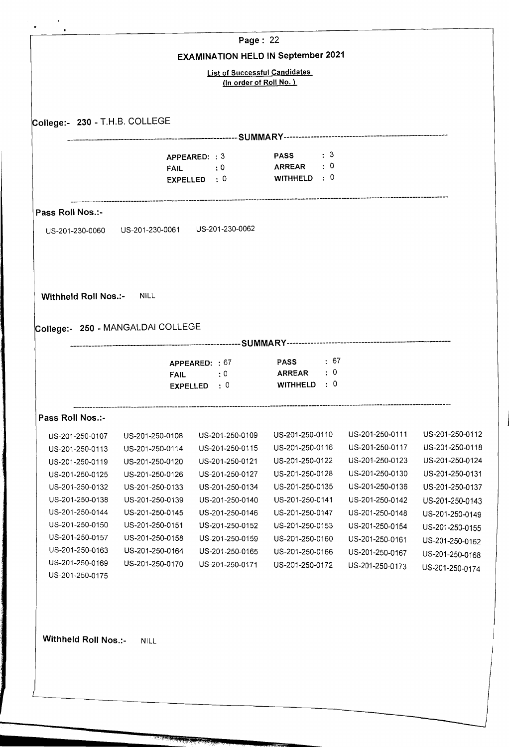## EXAMINATION HELD IN September 2021

**List of Successful Candidates**
**(In order of Roll No.)**

### College:- 230 - T.H.B. COLLEGE

**SUMMARY**

| | | | |
|---|---|---|---|
| **APPEARED:** | 3 | **PASS** | 3 |
| **FAIL** | 0 | **ARREAR** | 0 |
| **EXPELLED** | 0 | **WITHHELD** | 0 |

**Pass Roll Nos.:-**

US-201-230-0060 US-201-230-0061 US-201-230-0062

**Withheld Roll Nos.:-** NILL

### College:- 250 - MANGALDAI COLLEGE

**SUMMARY**

| | | | |
|---|---|---|---|
| **APPEARED:** | 67 | **PASS** | 67 |
| **FAIL** | 0 | **ARREAR** | 0 |
| **EXPELLED** | 0 | **WITHHELD** | 0 |

**Pass Roll Nos.:-**

| | | | | | |
|---|---|---|---|---|---|
| US-201-250-0107 | US-201-250-0108 | US-201-250-0109 | US-201-250-0110 | US-201-250-0111 | US-201-250-0112 |
| US-201-250-0113 | US-201-250-0114 | US-201-250-0115 | US-201-250-0116 | US-201-250-0117 | US-201-250-0118 |
| US-201-250-0119 | US-201-250-0120 | US-201-250-0121 | US-201-250-0122 | US-201-250-0123 | US-201-250-0124 |
| US-201-250-0125 | US-201-250-0126 | US-201-250-0127 | US-201-250-0128 | US-201-250-0130 | US-201-250-0131 |
| US-201-250-0132 | US-201-250-0133 | US-201-250-0134 | US-201-250-0135 | US-201-250-0136 | US-201-250-0137 |
| US-201-250-0138 | US-201-250-0139 | US-201-250-0140 | US-201-250-0141 | US-201-250-0142 | US-201-250-0143 |
| US-201-250-0144 | US-201-250-0145 | US-201-250-0146 | US-201-250-0147 | US-201-250-0148 | US-201-250-0149 |
| US-201-250-0150 | US-201-250-0151 | US-201-250-0152 | US-201-250-0153 | US-201-250-0154 | US-201-250-0155 |
| US-201-250-0157 | US-201-250-0158 | US-201-250-0159 | US-201-250-0160 | US-201-250-0161 | US-201-250-0162 |
| US-201-250-0163 | US-201-250-0164 | US-201-250-0165 | US-201-250-0166 | US-201-250-0167 | US-201-250-0168 |
| US-201-250-0169 | US-201-250-0170 | US-201-250-0171 | US-201-250-0172 | US-201-250-0173 | US-201-250-0174 |
| US-201-250-0175 | | | | | |

**Withheld Roll Nos.:-** NILL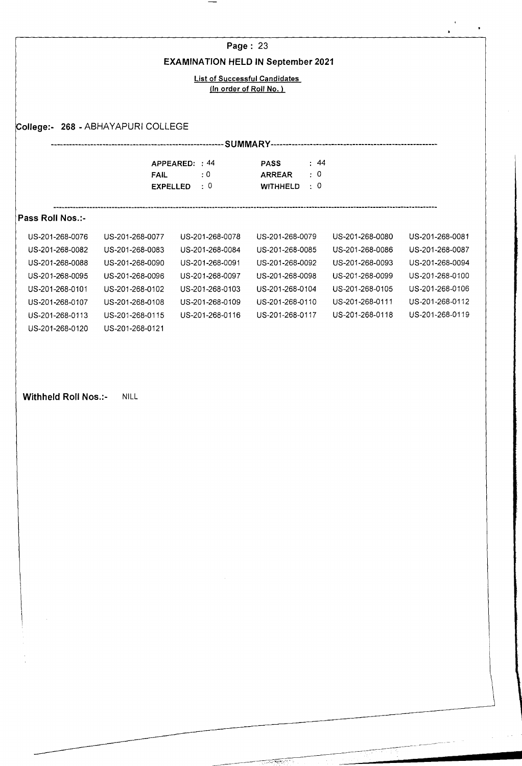## EXAMINATION HELD IN September 2021

**List of Successful Candidates**
**(In order of Roll No.)**

**College:- 268 - ABHAYAPURI COLLEGE**

---SUMMARY---

| | | | |
|---|---|---|---|
| **APPEARED** | : 44 | **PASS** | : 44 |
| **FAIL** | : 0 | **ARREAR** | : 0 |
| **EXPELLED** | : 0 | **WITHHELD** | : 0 |

**Pass Roll Nos.:-**

| | | | | | |
|---|---|---|---|---|---|
| US-201-268-0076 | US-201-268-0077 | US-201-268-0078 | US-201-268-0079 | US-201-268-0080 | US-201-268-0081 |
| US-201-268-0082 | US-201-268-0083 | US-201-268-0084 | US-201-268-0085 | US-201-268-0086 | US-201-268-0087 |
| US-201-268-0088 | US-201-268-0090 | US-201-268-0091 | US-201-268-0092 | US-201-268-0093 | US-201-268-0094 |
| US-201-268-0095 | US-201-268-0096 | US-201-268-0097 | US-201-268-0098 | US-201-268-0099 | US-201-268-0100 |
| US-201-268-0101 | US-201-268-0102 | US-201-268-0103 | US-201-268-0104 | US-201-268-0105 | US-201-268-0106 |
| US-201-268-0107 | US-201-268-0108 | US-201-268-0109 | US-201-268-0110 | US-201-268-0111 | US-201-268-0112 |
| US-201-268-0113 | US-201-268-0115 | US-201-268-0116 | US-201-268-0117 | US-201-268-0118 | US-201-268-0119 |
| US-201-268-0120 | US-201-268-0121 | | | | |

**Withheld Roll Nos.:-** NILL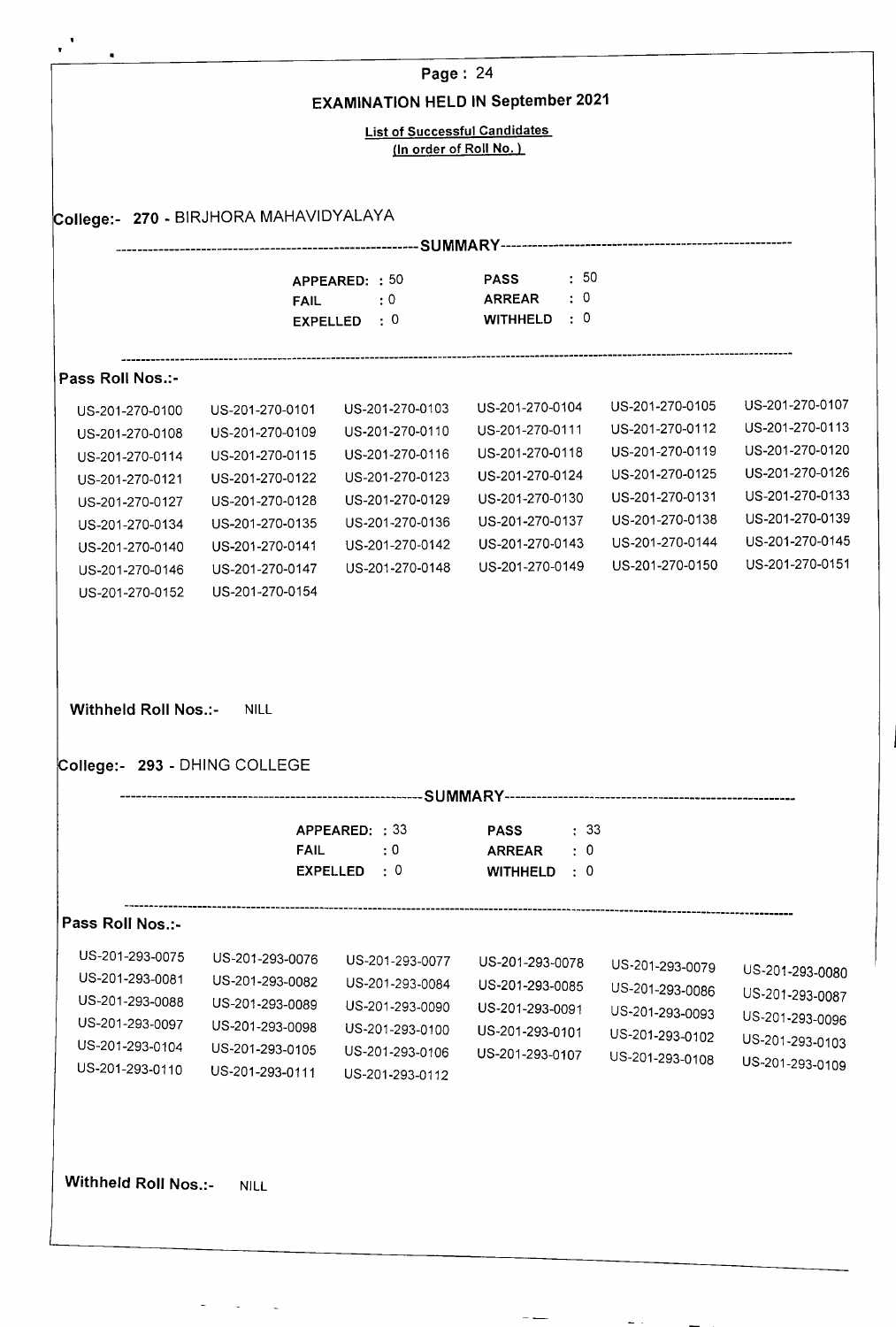## EXAMINATION HELD IN September 2021

**List of Successful Candidates**
**(In order of Roll No.)**

### College:- 270 - BIRJHORA MAHAVIDYALAYA

-----SUMMARY-----

| | | | |
|---|---|---|---|
| APPEARED: | 50 | PASS | : 50 |
| FAIL | : 0 | ARREAR | : 0 |
| EXPELLED | : 0 | WITHHELD | : 0 |

**Pass Roll Nos.:-**

| | | | | | |
|---|---|---|---|---|---|
| US-201-270-0100 | US-201-270-0101 | US-201-270-0103 | US-201-270-0104 | US-201-270-0105 | US-201-270-0107 |
| US-201-270-0108 | US-201-270-0109 | US-201-270-0110 | US-201-270-0111 | US-201-270-0112 | US-201-270-0113 |
| US-201-270-0114 | US-201-270-0115 | US-201-270-0116 | US-201-270-0118 | US-201-270-0119 | US-201-270-0120 |
| US-201-270-0121 | US-201-270-0122 | US-201-270-0123 | US-201-270-0124 | US-201-270-0125 | US-201-270-0126 |
| US-201-270-0127 | US-201-270-0128 | US-201-270-0129 | US-201-270-0130 | US-201-270-0131 | US-201-270-0133 |
| US-201-270-0134 | US-201-270-0135 | US-201-270-0136 | US-201-270-0137 | US-201-270-0138 | US-201-270-0139 |
| US-201-270-0140 | US-201-270-0141 | US-201-270-0142 | US-201-270-0143 | US-201-270-0144 | US-201-270-0145 |
| US-201-270-0146 | US-201-270-0147 | US-201-270-0148 | US-201-270-0149 | US-201-270-0150 | US-201-270-0151 |
| US-201-270-0152 | US-201-270-0154 | | | | |

**Withheld Roll Nos.:-** NILL

### College:- 293 - DHING COLLEGE

-----SUMMARY-----

| | | | |
|---|---|---|---|
| APPEARED: | 33 | PASS | : 33 |
| FAIL | : 0 | ARREAR | : 0 |
| EXPELLED | : 0 | WITHHELD | : 0 |

**Pass Roll Nos.:-**

| | | | | | |
|---|---|---|---|---|---|
| US-201-293-0075 | US-201-293-0076 | US-201-293-0077 | US-201-293-0078 | US-201-293-0079 | US-201-293-0080 |
| US-201-293-0081 | US-201-293-0082 | US-201-293-0084 | US-201-293-0085 | US-201-293-0086 | US-201-293-0087 |
| US-201-293-0088 | US-201-293-0089 | US-201-293-0090 | US-201-293-0091 | US-201-293-0093 | US-201-293-0096 |
| US-201-293-0097 | US-201-293-0098 | US-201-293-0100 | US-201-293-0101 | US-201-293-0102 | US-201-293-0103 |
| US-201-293-0104 | US-201-293-0105 | US-201-293-0106 | US-201-293-0107 | US-201-293-0108 | US-201-293-0109 |
| US-201-293-0110 | US-201-293-0111 | US-201-293-0112 | | | |

**Withheld Roll Nos.:-** NILL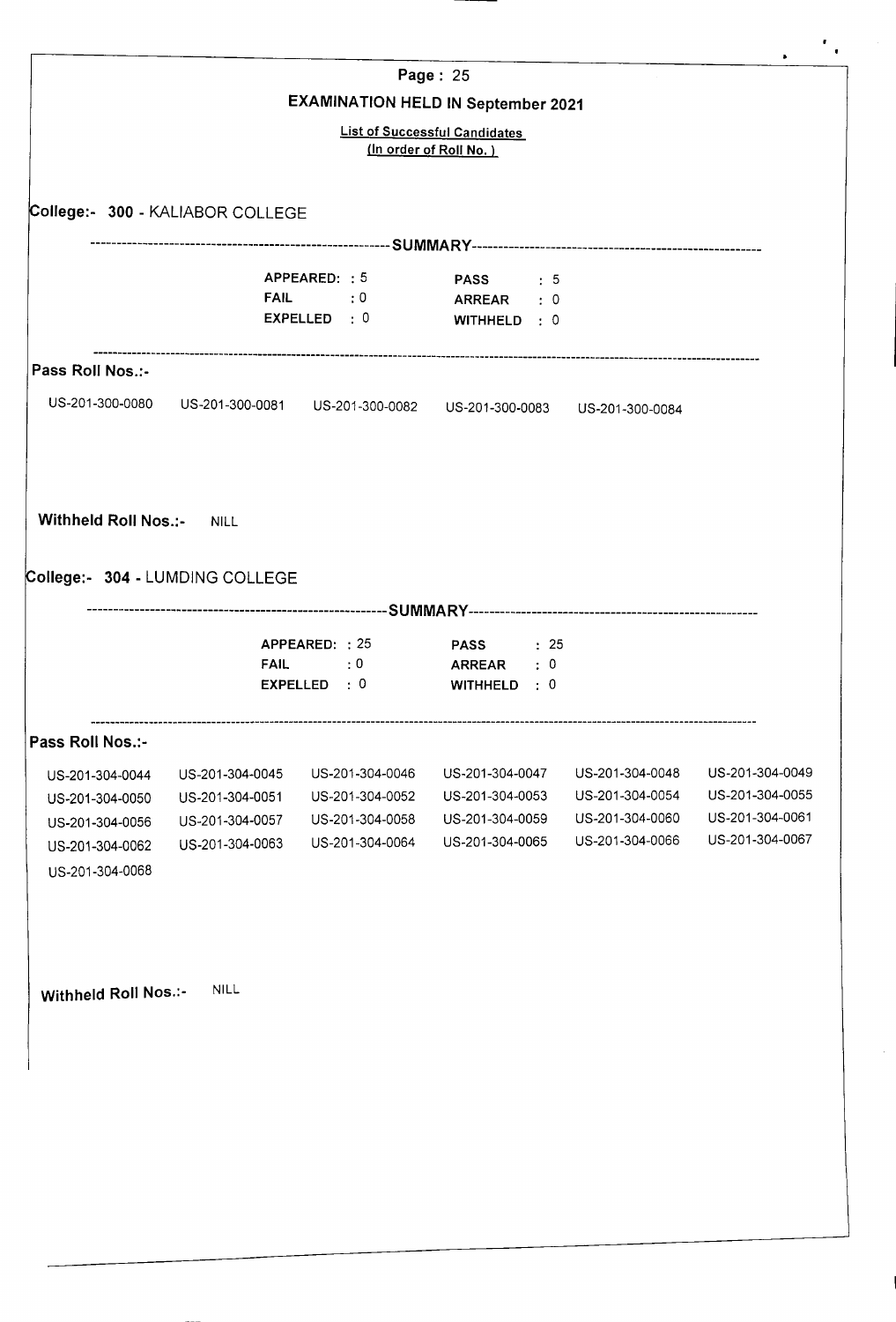# EXAMINATION HELD IN September 2021

**List of Successful Candidates**
(In order of Roll No.)

## College:- 300 - KALIABOR COLLEGE

------------------------------------SUMMARY------------------------------------

| | | | |
|---|---|---|---|
| **APPEARED:** | 5 | **PASS** | 5 |
| **FAIL** | 0 | **ARREAR** | 0 |
| **EXPELLED** | 0 | **WITHHELD** | 0 |

**Pass Roll Nos.:-**

US-201-300-0080 US-201-300-0081 US-201-300-0082 US-201-300-0083 US-201-300-0084

**Withheld Roll Nos.:-** NILL

## College:- 304 - LUMDING COLLEGE

------------------------------------SUMMARY------------------------------------

| | | | |
|---|---|---|---|
| **APPEARED:** | 25 | **PASS** | 25 |
| **FAIL** | 0 | **ARREAR** | 0 |
| **EXPELLED** | 0 | **WITHHELD** | 0 |

**Pass Roll Nos.:-**

US-201-304-0044 US-201-304-0045 US-201-304-0046 US-201-304-0047 US-201-304-0048 US-201-304-0049
US-201-304-0050 US-201-304-0051 US-201-304-0052 US-201-304-0053 US-201-304-0054 US-201-304-0055
US-201-304-0056 US-201-304-0057 US-201-304-0058 US-201-304-0059 US-201-304-0060 US-201-304-0061
US-201-304-0062 US-201-304-0063 US-201-304-0064 US-201-304-0065 US-201-304-0066 US-201-304-0067
US-201-304-0068

**Withheld Roll Nos.:-** NILL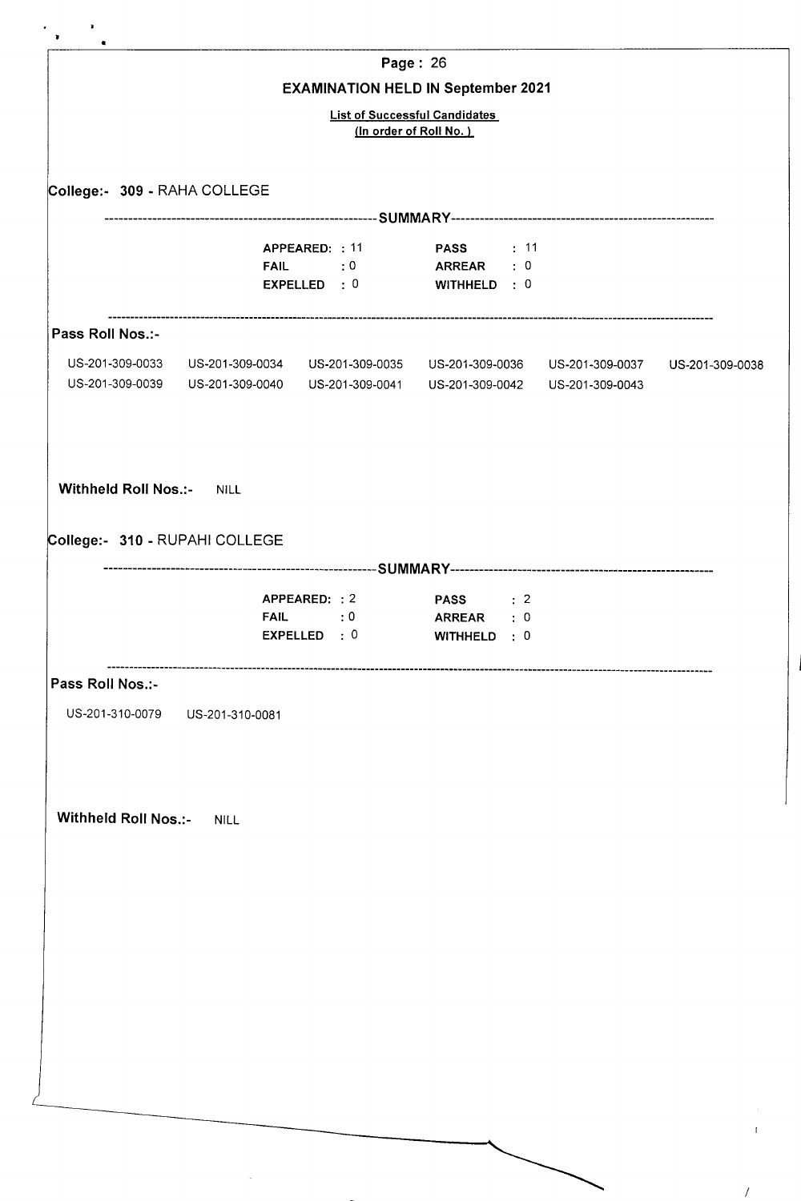# EXAMINATION HELD IN September 2021

**List of Successful Candidates**
**(In order of Roll No. )**

## College:- 309 - RAHA COLLEGE

---SUMMARY---

| | | | |
|---|---|---|---|
| **APPEARED:** | 11 | **PASS** | 11 |
| **FAIL** | 0 | **ARREAR** | 0 |
| **EXPELLED** | 0 | **WITHHELD** | 0 |

**Pass Roll Nos.:-**

US-201-309-0033 US-201-309-0034 US-201-309-0035 US-201-309-0036 US-201-309-0037 US-201-309-0038
US-201-309-0039 US-201-309-0040 US-201-309-0041 US-201-309-0042 US-201-309-0043

**Withheld Roll Nos.:-** NILL

## College:- 310 - RUPAHI COLLEGE

---SUMMARY---

| | | | |
|---|---|---|---|
| **APPEARED:** | 2 | **PASS** | 2 |
| **FAIL** | 0 | **ARREAR** | 0 |
| **EXPELLED** | 0 | **WITHHELD** | 0 |

**Pass Roll Nos.:-**

US-201-310-0079 US-201-310-0081

**Withheld Roll Nos.:-** NILL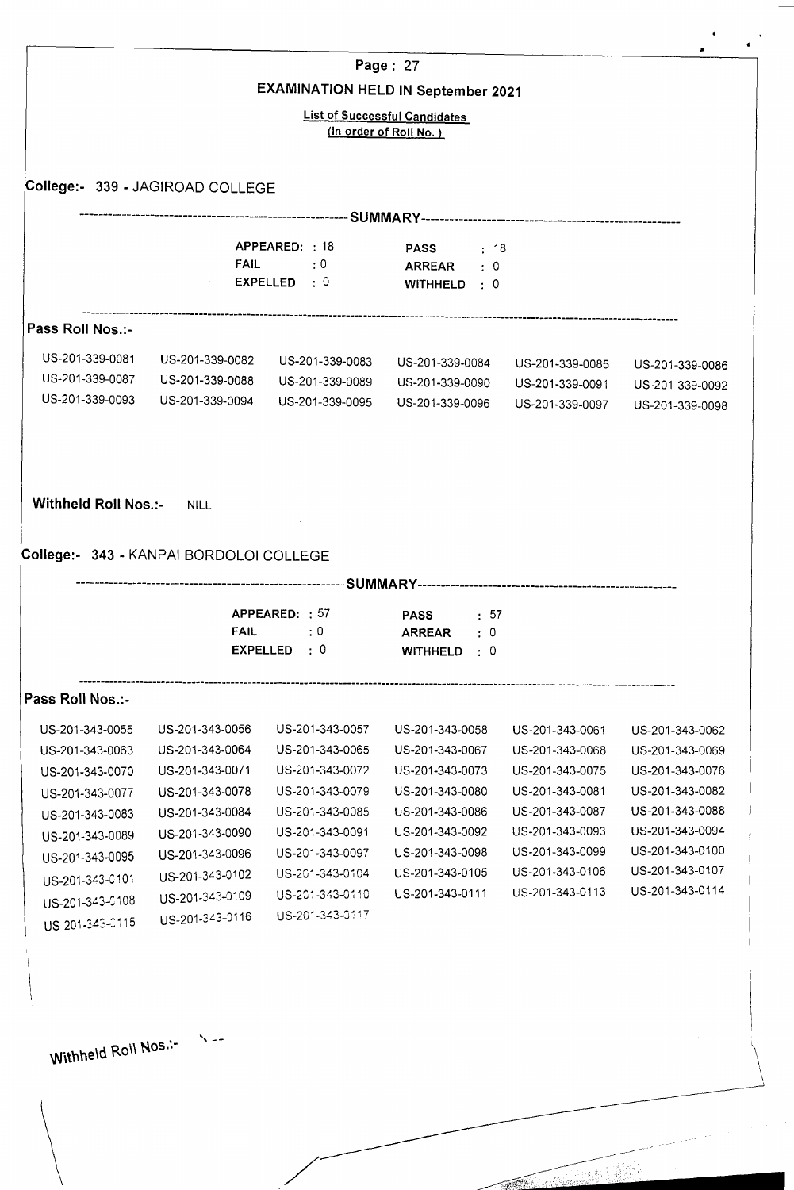# EXAMINATION HELD IN September 2021

**List of Successful Candidates**
**(In order of Roll No. )**

## College:- 339 - JAGIROAD COLLEGE

----------------------------------------SUMMARY----------------------------------------

| | | | |
|---|---|---|---|
| APPEARED: | 18 | PASS | : 18 |
| FAIL | : 0 | ARREAR | : 0 |
| EXPELLED | : 0 | WITHHELD | : 0 |

**Pass Roll Nos.:-**

| | | | | | |
|---|---|---|---|---|---|
| US-201-339-0081 | US-201-339-0082 | US-201-339-0083 | US-201-339-0084 | US-201-339-0085 | US-201-339-0086 |
| US-201-339-0087 | US-201-339-0088 | US-201-339-0089 | US-201-339-0090 | US-201-339-0091 | US-201-339-0092 |
| US-201-339-0093 | US-201-339-0094 | US-201-339-0095 | US-201-339-0096 | US-201-339-0097 | US-201-339-0098 |

**Withheld Roll Nos.:-** NILL

## College:- 343 - KANPAI BORDOLOI COLLEGE

----------------------------------------SUMMARY----------------------------------------

| | | | |
|---|---|---|---|
| APPEARED: | 57 | PASS | : 57 |
| FAIL | : 0 | ARREAR | : 0 |
| EXPELLED | : 0 | WITHHELD | : 0 |

**Pass Roll Nos.:-**

| | | | | | |
|---|---|---|---|---|---|
| US-201-343-0055 | US-201-343-0056 | US-201-343-0057 | US-201-343-0058 | US-201-343-0061 | US-201-343-0062 |
| US-201-343-0063 | US-201-343-0064 | US-201-343-0065 | US-201-343-0067 | US-201-343-0068 | US-201-343-0069 |
| US-201-343-0070 | US-201-343-0071 | US-201-343-0072 | US-201-343-0073 | US-201-343-0075 | US-201-343-0076 |
| US-201-343-0077 | US-201-343-0078 | US-201-343-0079 | US-201-343-0080 | US-201-343-0081 | US-201-343-0082 |
| US-201-343-0083 | US-201-343-0084 | US-201-343-0085 | US-201-343-0086 | US-201-343-0087 | US-201-343-0088 |
| US-201-343-0089 | US-201-343-0090 | US-201-343-0091 | US-201-343-0092 | US-201-343-0093 | US-201-343-0094 |
| US-201-343-0095 | US-201-343-0096 | US-201-343-0097 | US-201-343-0098 | US-201-343-0099 | US-201-343-0100 |
| US-201-343-0101 | US-201-343-0102 | US-201-343-0104 | US-201-343-0105 | US-201-343-0106 | US-201-343-0107 |
| US-201-343-0108 | US-201-343-0109 | US-201-343-0110 | US-201-343-0111 | US-201-343-0113 | US-201-343-0114 |
| US-201-343-0115 | US-201-343-0116 | US-201-343-0117 | | | |

**Withheld Roll Nos.:-** --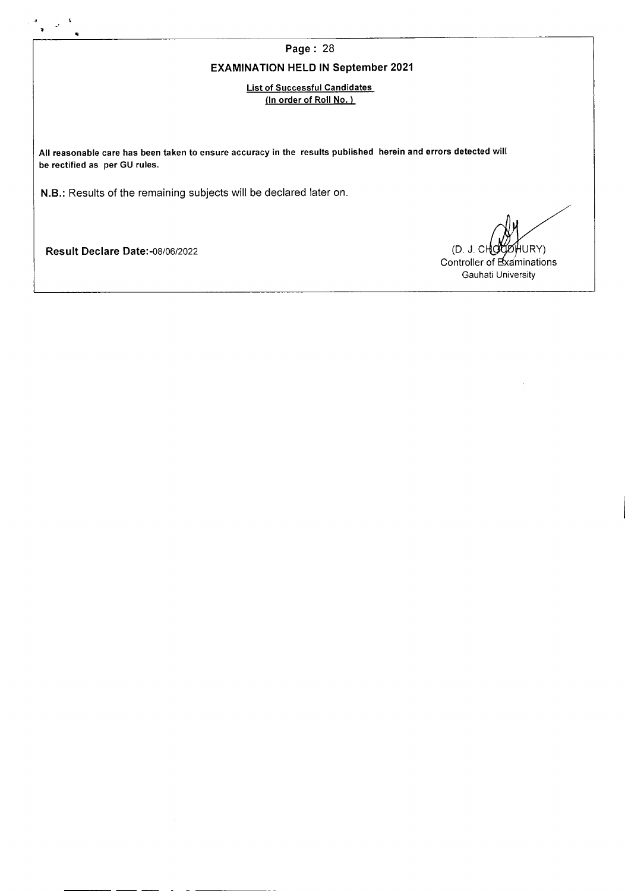## EXAMINATION HELD IN September 2021

**List of Successful Candidates**
**(In order of Roll No. )**

**All reasonable care has been taken to ensure accuracy in the results published herein and errors detected will be rectified as per GU rules.**

**N.B.:** Results of the remaining subjects will be declared later on.

**Result Declare Date:**-08/06/2022

(D. J. CHOUDHURY)
Controller of Examinations
Gauhati University